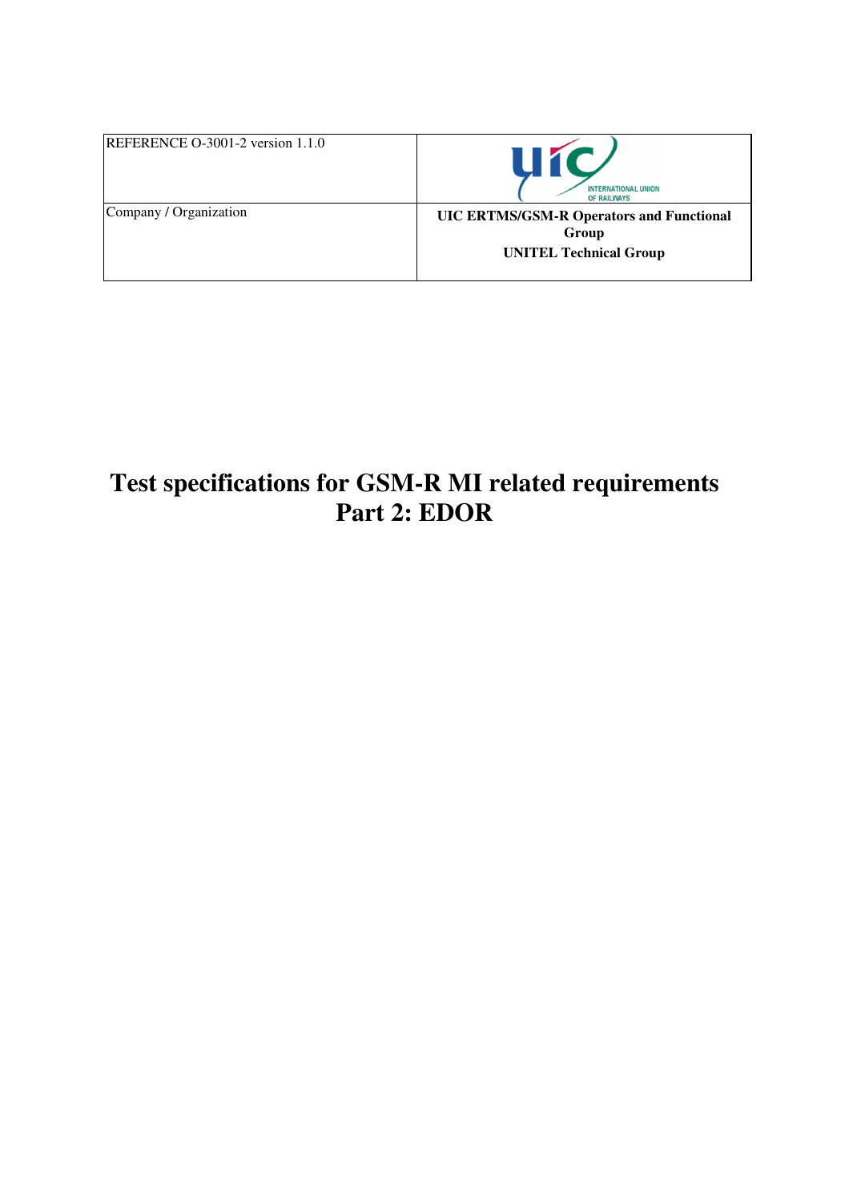| REFERENCE O-3001-2 version 1.1.0 | INTERNATIONAL UNION OF RAILWAYS |
| --- | --- |
| Company / Organization | **UIC ERTMS/GSM-R Operators and Functional Group**<br>**UNITEL Technical Group** |

# Test specifications for GSM-R MI related requirements Part 2: EDOR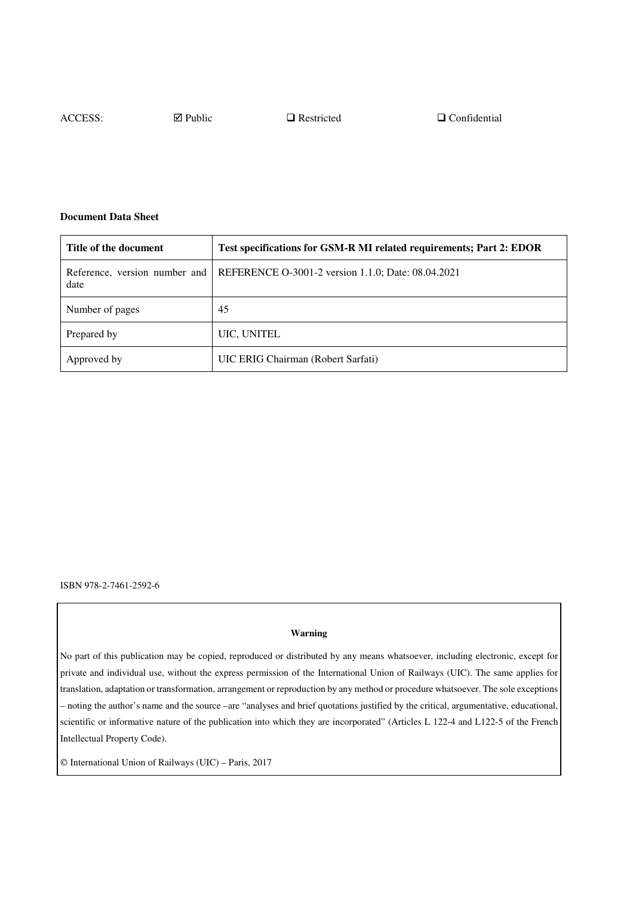ACCESS: ☑ Public ❑ Restricted ❑ Confidential

**Document Data Sheet**

| **Title of the document** | **Test specifications for GSM-R MI related requirements; Part 2: EDOR** |
| --- | --- |
| Reference, version number and date | REFERENCE O-3001-2 version 1.1.0; Date: 08.04.2021 |
| Number of pages | 45 |
| Prepared by | UIC, UNITEL |
| Approved by | UIC ERIG Chairman (Robert Sarfati) |

ISBN 978-2-7461-2592-6

**Warning**

No part of this publication may be copied, reproduced or distributed by any means whatsoever, including electronic, except for private and individual use, without the express permission of the International Union of Railways (UIC). The same applies for translation, adaptation or transformation, arrangement or reproduction by any method or procedure whatsoever. The sole exceptions – noting the author's name and the source –are "analyses and brief quotations justified by the critical, argumentative, educational, scientific or informative nature of the publication into which they are incorporated" (Articles L 122-4 and L122-5 of the French Intellectual Property Code).

© International Union of Railways (UIC) – Paris, 2017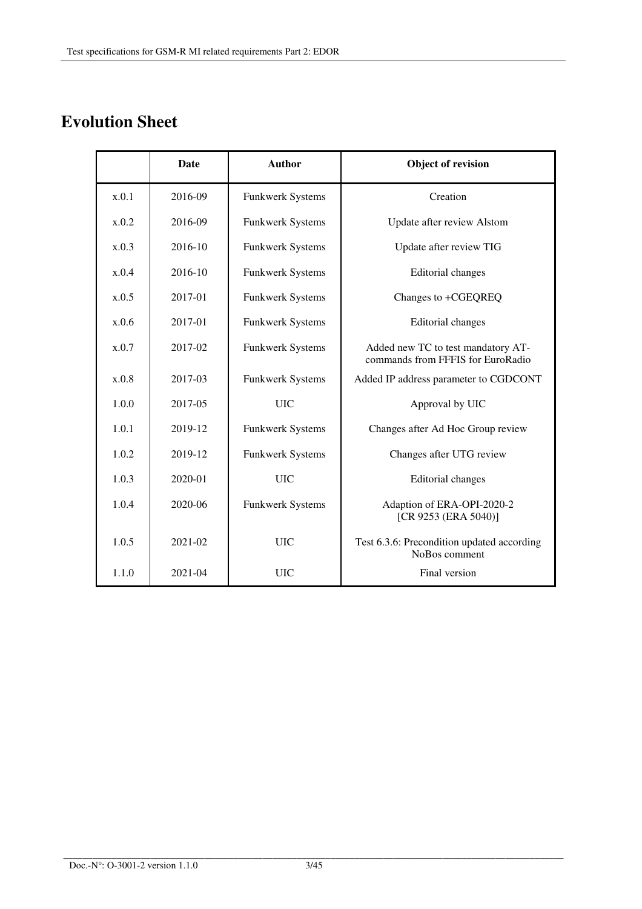# Evolution Sheet

| | Date | Author | Object of revision |
|---|---|---|---|
| x.0.1 | 2016-09 | Funkwerk Systems | Creation |
| x.0.2 | 2016-09 | Funkwerk Systems | Update after review Alstom |
| x.0.3 | 2016-10 | Funkwerk Systems | Update after review TIG |
| x.0.4 | 2016-10 | Funkwerk Systems | Editorial changes |
| x.0.5 | 2017-01 | Funkwerk Systems | Changes to +CGEQREQ |
| x.0.6 | 2017-01 | Funkwerk Systems | Editorial changes |
| x.0.7 | 2017-02 | Funkwerk Systems | Added new TC to test mandatory AT-commands from FFFIS for EuroRadio |
| x.0.8 | 2017-03 | Funkwerk Systems | Added IP address parameter to CGDCONT |
| 1.0.0 | 2017-05 | UIC | Approval by UIC |
| 1.0.1 | 2019-12 | Funkwerk Systems | Changes after Ad Hoc Group review |
| 1.0.2 | 2019-12 | Funkwerk Systems | Changes after UTG review |
| 1.0.3 | 2020-01 | UIC | Editorial changes |
| 1.0.4 | 2020-06 | Funkwerk Systems | Adaption of ERA-OPI-2020-2 [CR 9253 (ERA 5040)] |
| 1.0.5 | 2021-02 | UIC | Test 6.3.6: Precondition updated according NoBos comment |
| 1.1.0 | 2021-04 | UIC | Final version |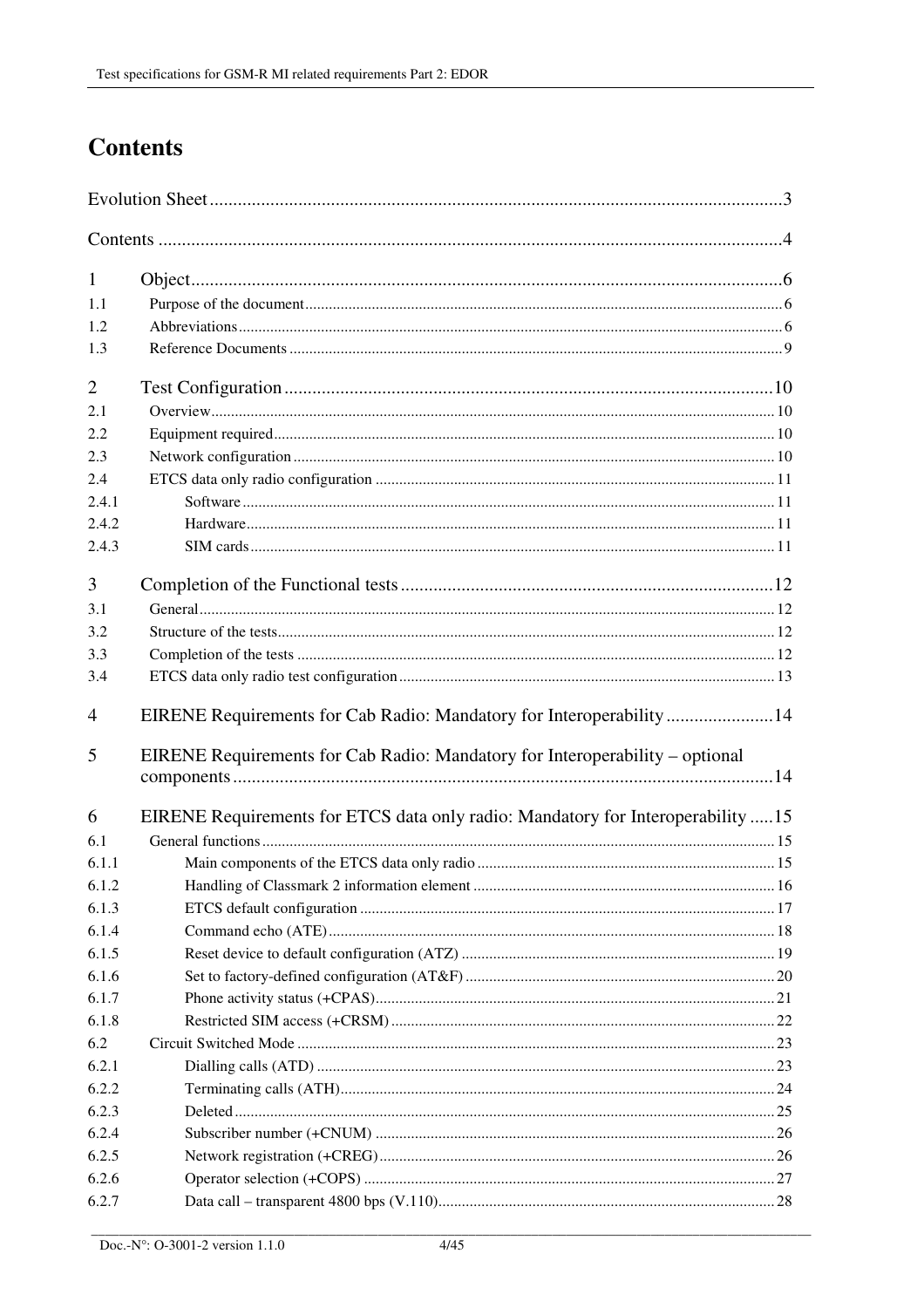# Contents

Evolution Sheet ..........3

Contents ..........4

1 Object ..........6

1.1 Purpose of the document ..........6

1.2 Abbreviations ..........6

1.3 Reference Documents ..........9

2 Test Configuration ..........10

2.1 Overview ..........10

2.2 Equipment required ..........10

2.3 Network configuration ..........10

2.4 ETCS data only radio configuration ..........11

2.4.1 Software ..........11

2.4.2 Hardware ..........11

2.4.3 SIM cards ..........11

3 Completion of the Functional tests ..........12

3.1 General ..........12

3.2 Structure of the tests ..........12

3.3 Completion of the tests ..........12

3.4 ETCS data only radio test configuration ..........13

4 EIRENE Requirements for Cab Radio: Mandatory for Interoperability ..........14

5 EIRENE Requirements for Cab Radio: Mandatory for Interoperability – optional components ..........14

6 EIRENE Requirements for ETCS data only radio: Mandatory for Interoperability ..........15

6.1 General functions ..........15

6.1.1 Main components of the ETCS data only radio ..........15

6.1.2 Handling of Classmark 2 information element ..........16

6.1.3 ETCS default configuration ..........17

6.1.4 Command echo (ATE) ..........18

6.1.5 Reset device to default configuration (ATZ) ..........19

6.1.6 Set to factory-defined configuration (AT&F) ..........20

6.1.7 Phone activity status (+CPAS) ..........21

6.1.8 Restricted SIM access (+CRSM) ..........22

6.2 Circuit Switched Mode ..........23

6.2.1 Dialling calls (ATD) ..........23

6.2.2 Terminating calls (ATH) ..........24

6.2.3 Deleted ..........25

6.2.4 Subscriber number (+CNUM) ..........26

6.2.5 Network registration (+CREG) ..........26

6.2.6 Operator selection (+COPS) ..........27

6.2.7 Data call – transparent 4800 bps (V.110) ..........28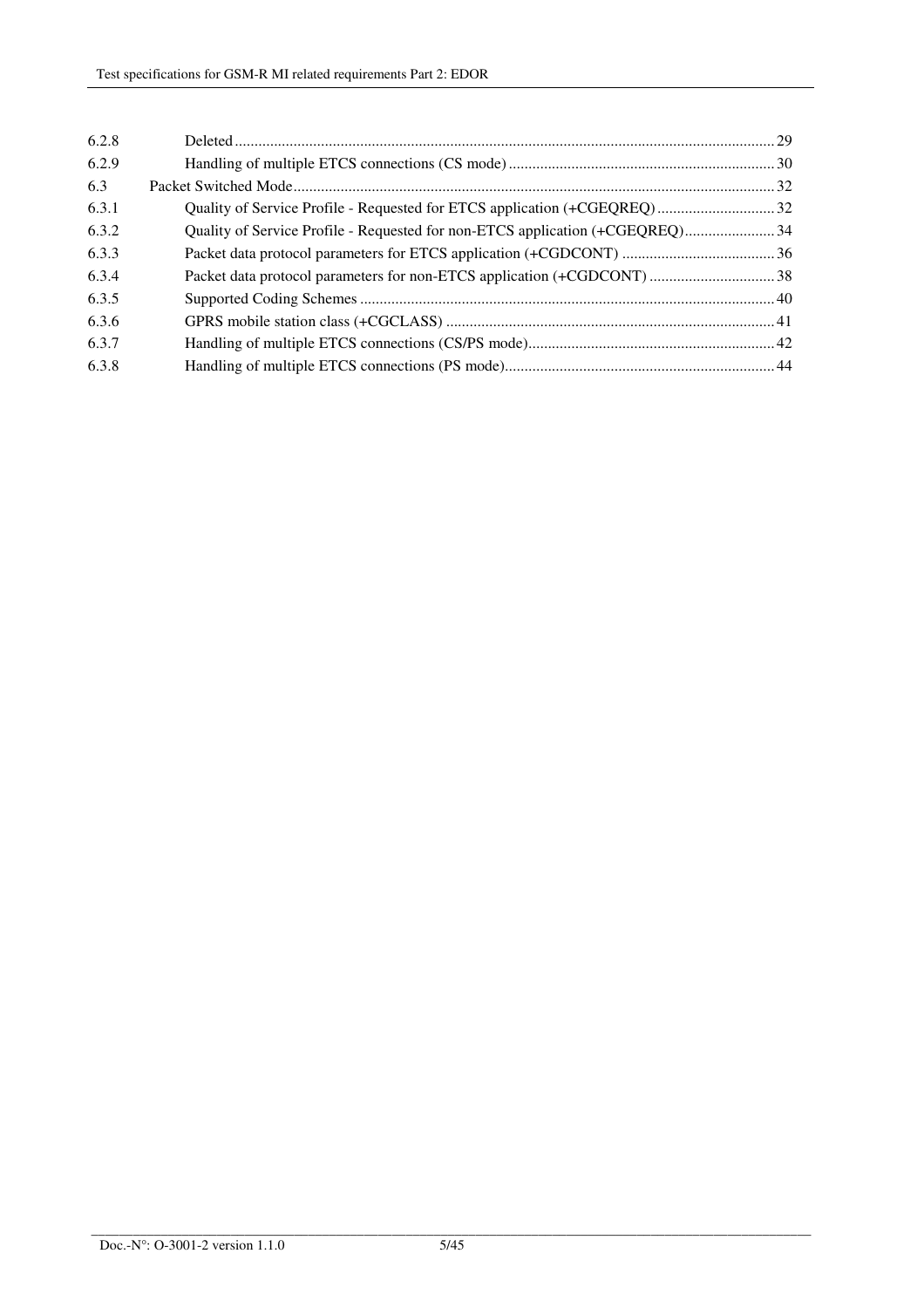| | | |
|---|---|---|
| 6.2.8 | Deleted | 29 |
| 6.2.9 | Handling of multiple ETCS connections (CS mode) | 30 |
| 6.3 | Packet Switched Mode | 32 |
| 6.3.1 | Quality of Service Profile - Requested for ETCS application (+CGEQREQ) | 32 |
| 6.3.2 | Quality of Service Profile - Requested for non-ETCS application (+CGEQREQ) | 34 |
| 6.3.3 | Packet data protocol parameters for ETCS application (+CGDCONT) | 36 |
| 6.3.4 | Packet data protocol parameters for non-ETCS application (+CGDCONT) | 38 |
| 6.3.5 | Supported Coding Schemes | 40 |
| 6.3.6 | GPRS mobile station class (+CGCLASS) | 41 |
| 6.3.7 | Handling of multiple ETCS connections (CS/PS mode) | 42 |
| 6.3.8 | Handling of multiple ETCS connections (PS mode) | 44 |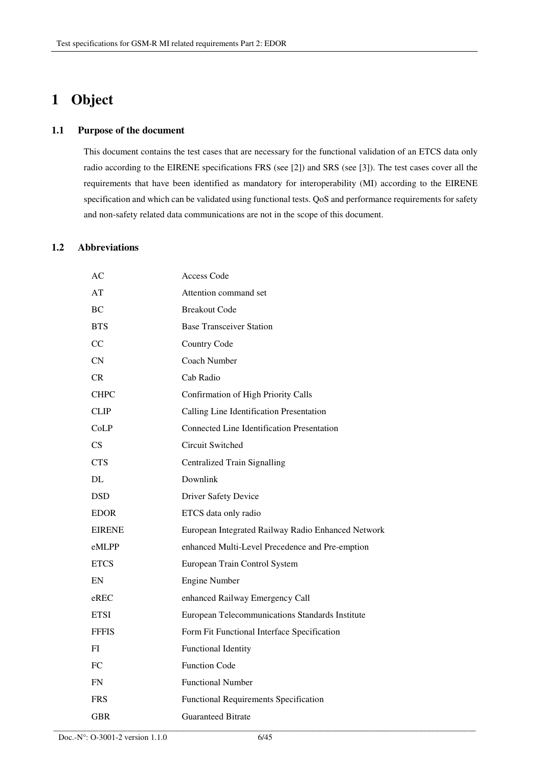# 1 Object

## 1.1 Purpose of the document

This document contains the test cases that are necessary for the functional validation of an ETCS data only radio according to the EIRENE specifications FRS (see [2]) and SRS (see [3]). The test cases cover all the requirements that have been identified as mandatory for interoperability (MI) according to the EIRENE specification and which can be validated using functional tests. QoS and performance requirements for safety and non-safety related data communications are not in the scope of this document.

## 1.2 Abbreviations

| | |
|---|---|
| AC | Access Code |
| AT | Attention command set |
| BC | Breakout Code |
| BTS | Base Transceiver Station |
| CC | Country Code |
| CN | Coach Number |
| CR | Cab Radio |
| CHPC | Confirmation of High Priority Calls |
| CLIP | Calling Line Identification Presentation |
| CoLP | Connected Line Identification Presentation |
| CS | Circuit Switched |
| CTS | Centralized Train Signalling |
| DL | Downlink |
| DSD | Driver Safety Device |
| EDOR | ETCS data only radio |
| EIRENE | European Integrated Railway Radio Enhanced Network |
| eMLPP | enhanced Multi-Level Precedence and Pre-emption |
| ETCS | European Train Control System |
| EN | Engine Number |
| eREC | enhanced Railway Emergency Call |
| ETSI | European Telecommunications Standards Institute |
| FFFIS | Form Fit Functional Interface Specification |
| FI | Functional Identity |
| FC | Function Code |
| FN | Functional Number |
| FRS | Functional Requirements Specification |
| GBR | Guaranteed Bitrate |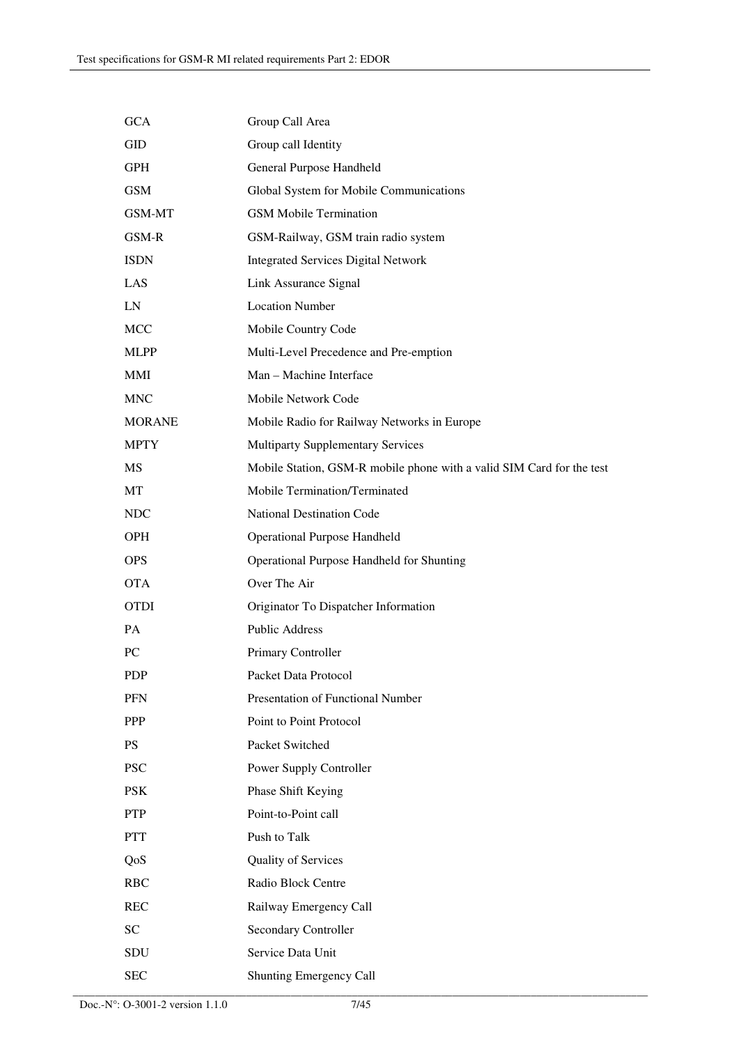| | |
|---|---|
| GCA | Group Call Area |
| GID | Group call Identity |
| GPH | General Purpose Handheld |
| GSM | Global System for Mobile Communications |
| GSM-MT | GSM Mobile Termination |
| GSM-R | GSM-Railway, GSM train radio system |
| ISDN | Integrated Services Digital Network |
| LAS | Link Assurance Signal |
| LN | Location Number |
| MCC | Mobile Country Code |
| MLPP | Multi-Level Precedence and Pre-emption |
| MMI | Man – Machine Interface |
| MNC | Mobile Network Code |
| MORANE | Mobile Radio for Railway Networks in Europe |
| MPTY | Multiparty Supplementary Services |
| MS | Mobile Station, GSM-R mobile phone with a valid SIM Card for the test |
| MT | Mobile Termination/Terminated |
| NDC | National Destination Code |
| OPH | Operational Purpose Handheld |
| OPS | Operational Purpose Handheld for Shunting |
| OTA | Over The Air |
| OTDI | Originator To Dispatcher Information |
| PA | Public Address |
| PC | Primary Controller |
| PDP | Packet Data Protocol |
| PFN | Presentation of Functional Number |
| PPP | Point to Point Protocol |
| PS | Packet Switched |
| PSC | Power Supply Controller |
| PSK | Phase Shift Keying |
| PTP | Point-to-Point call |
| PTT | Push to Talk |
| QoS | Quality of Services |
| RBC | Radio Block Centre |
| REC | Railway Emergency Call |
| SC | Secondary Controller |
| SDU | Service Data Unit |
| SEC | Shunting Emergency Call |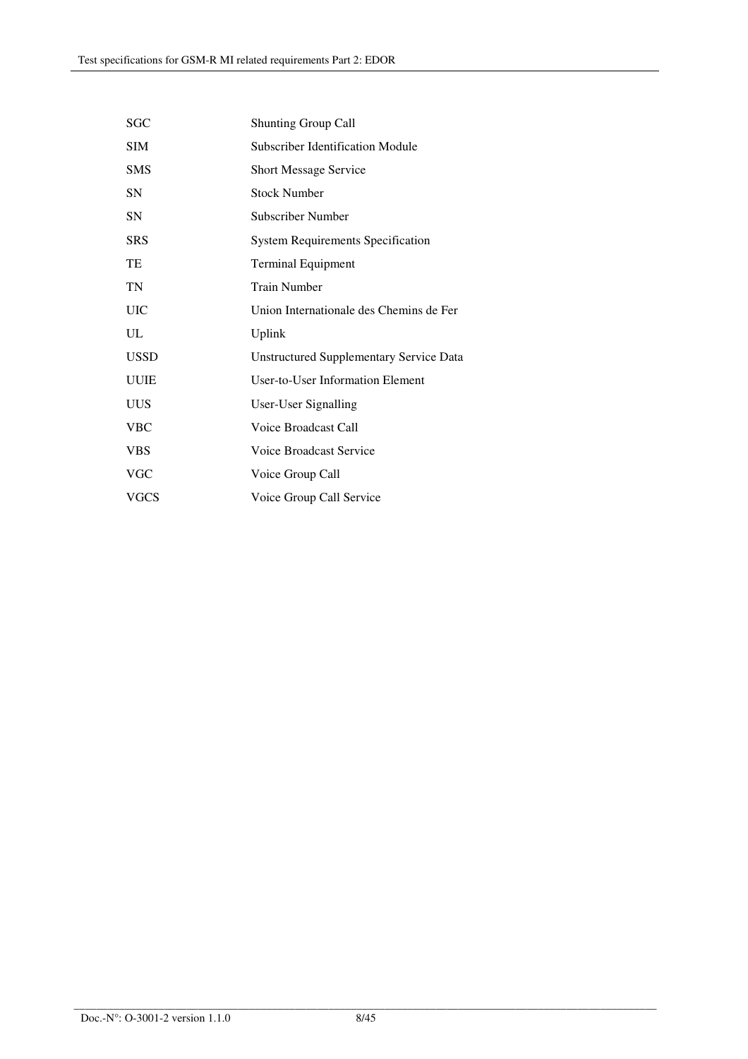| | |
|---|---|
| SGC | Shunting Group Call |
| SIM | Subscriber Identification Module |
| SMS | Short Message Service |
| SN | Stock Number |
| SN | Subscriber Number |
| SRS | System Requirements Specification |
| TE | Terminal Equipment |
| TN | Train Number |
| UIC | Union Internationale des Chemins de Fer |
| UL | Uplink |
| USSD | Unstructured Supplementary Service Data |
| UUIE | User-to-User Information Element |
| UUS | User-User Signalling |
| VBC | Voice Broadcast Call |
| VBS | Voice Broadcast Service |
| VGC | Voice Group Call |
| VGCS | Voice Group Call Service |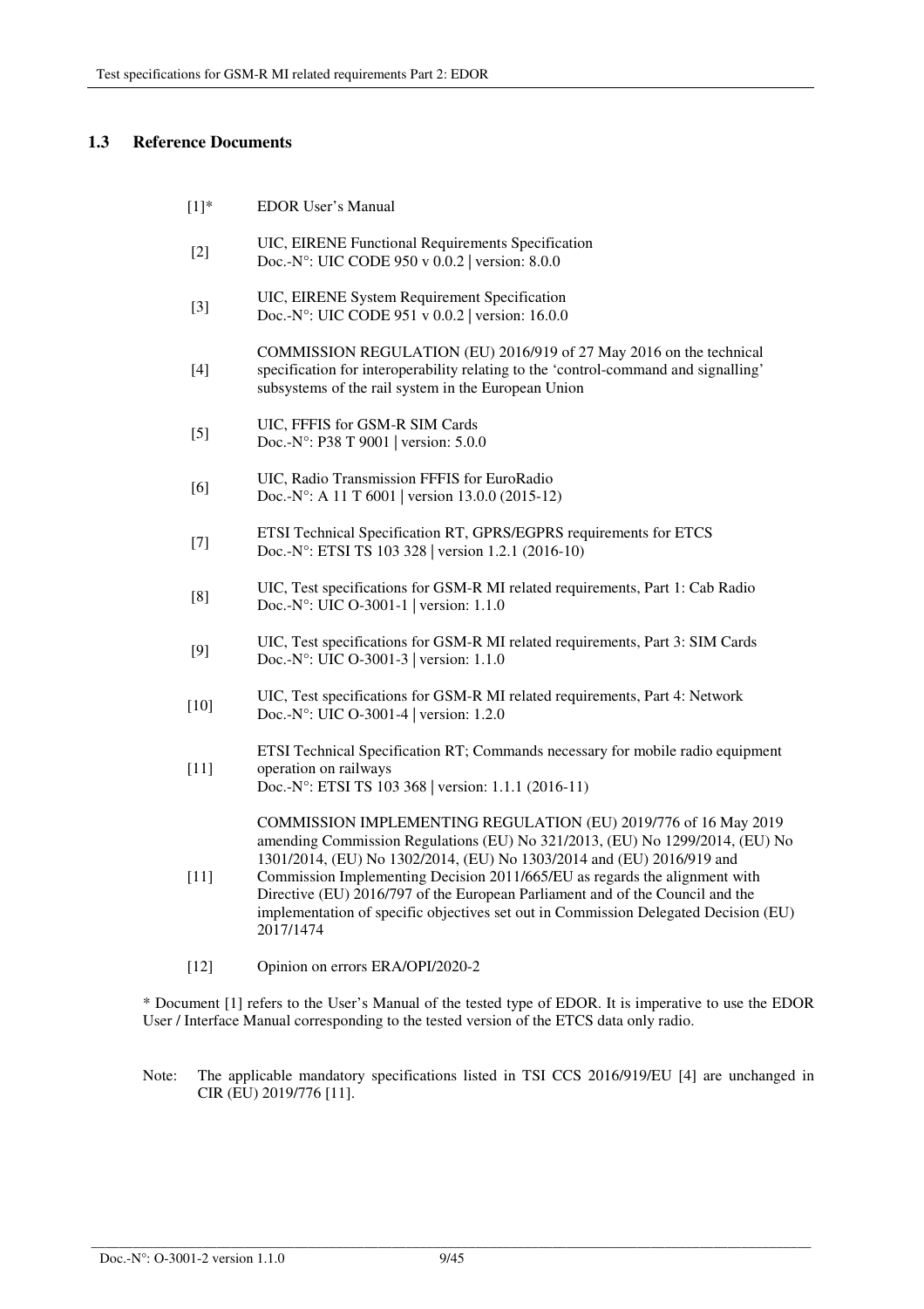### 1.3 Reference Documents

| | |
|---|---|
| [1]* | EDOR User's Manual |
| [2] | UIC, EIRENE Functional Requirements Specification<br>Doc.-N°: UIC CODE 950 v 0.0.2 \| version: 8.0.0 |
| [3] | UIC, EIRENE System Requirement Specification<br>Doc.-N°: UIC CODE 951 v 0.0.2 \| version: 16.0.0 |
| [4] | COMMISSION REGULATION (EU) 2016/919 of 27 May 2016 on the technical specification for interoperability relating to the 'control-command and signalling' subsystems of the rail system in the European Union |
| [5] | UIC, FFFIS for GSM-R SIM Cards<br>Doc.-N°: P38 T 9001 \| version: 5.0.0 |
| [6] | UIC, Radio Transmission FFFIS for EuroRadio<br>Doc.-N°: A 11 T 6001 \| version 13.0.0 (2015-12) |
| [7] | ETSI Technical Specification RT, GPRS/EGPRS requirements for ETCS<br>Doc.-N°: ETSI TS 103 328 \| version 1.2.1 (2016-10) |
| [8] | UIC, Test specifications for GSM-R MI related requirements, Part 1: Cab Radio<br>Doc.-N°: UIC O-3001-1 \| version: 1.1.0 |
| [9] | UIC, Test specifications for GSM-R MI related requirements, Part 3: SIM Cards<br>Doc.-N°: UIC O-3001-3 \| version: 1.1.0 |
| [10] | UIC, Test specifications for GSM-R MI related requirements, Part 4: Network<br>Doc.-N°: UIC O-3001-4 \| version: 1.2.0 |
| [11] | ETSI Technical Specification RT; Commands necessary for mobile radio equipment operation on railways<br>Doc.-N°: ETSI TS 103 368 \| version: 1.1.1 (2016-11) |
| [11] | COMMISSION IMPLEMENTING REGULATION (EU) 2019/776 of 16 May 2019 amending Commission Regulations (EU) No 321/2013, (EU) No 1299/2014, (EU) No 1301/2014, (EU) No 1302/2014, (EU) No 1303/2014 and (EU) 2016/919 and Commission Implementing Decision 2011/665/EU as regards the alignment with Directive (EU) 2016/797 of the European Parliament and of the Council and the implementation of specific objectives set out in Commission Delegated Decision (EU) 2017/1474 |
| [12] | Opinion on errors ERA/OPI/2020-2 |

* Document [1] refers to the User's Manual of the tested type of EDOR. It is imperative to use the EDOR User / Interface Manual corresponding to the tested version of the ETCS data only radio.

Note: The applicable mandatory specifications listed in TSI CCS 2016/919/EU [4] are unchanged in CIR (EU) 2019/776 [11].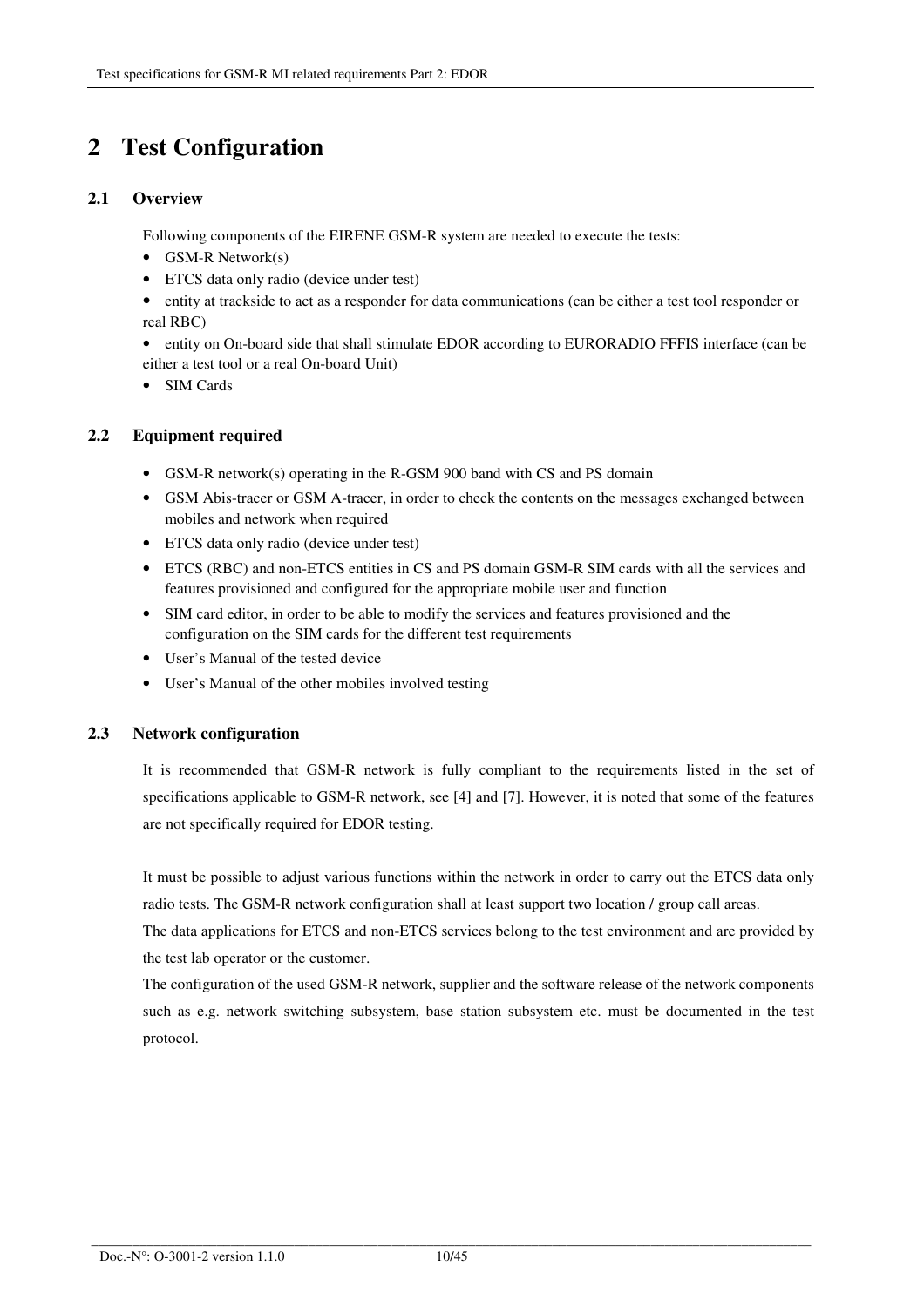# 2 Test Configuration

## 2.1 Overview

Following components of the EIRENE GSM-R system are needed to execute the tests:

- GSM-R Network(s)
- ETCS data only radio (device under test)
- entity at trackside to act as a responder for data communications (can be either a test tool responder or real RBC)
- entity on On-board side that shall stimulate EDOR according to EURORADIO FFFIS interface (can be either a test tool or a real On-board Unit)
- SIM Cards

## 2.2 Equipment required

- GSM-R network(s) operating in the R-GSM 900 band with CS and PS domain
- GSM Abis-tracer or GSM A-tracer, in order to check the contents on the messages exchanged between mobiles and network when required
- ETCS data only radio (device under test)
- ETCS (RBC) and non-ETCS entities in CS and PS domain GSM-R SIM cards with all the services and features provisioned and configured for the appropriate mobile user and function
- SIM card editor, in order to be able to modify the services and features provisioned and the configuration on the SIM cards for the different test requirements
- User's Manual of the tested device
- User's Manual of the other mobiles involved testing

## 2.3 Network configuration

It is recommended that GSM-R network is fully compliant to the requirements listed in the set of specifications applicable to GSM-R network, see [4] and [7]. However, it is noted that some of the features are not specifically required for EDOR testing.

It must be possible to adjust various functions within the network in order to carry out the ETCS data only radio tests. The GSM-R network configuration shall at least support two location / group call areas.

The data applications for ETCS and non-ETCS services belong to the test environment and are provided by the test lab operator or the customer.

The configuration of the used GSM-R network, supplier and the software release of the network components such as e.g. network switching subsystem, base station subsystem etc. must be documented in the test protocol.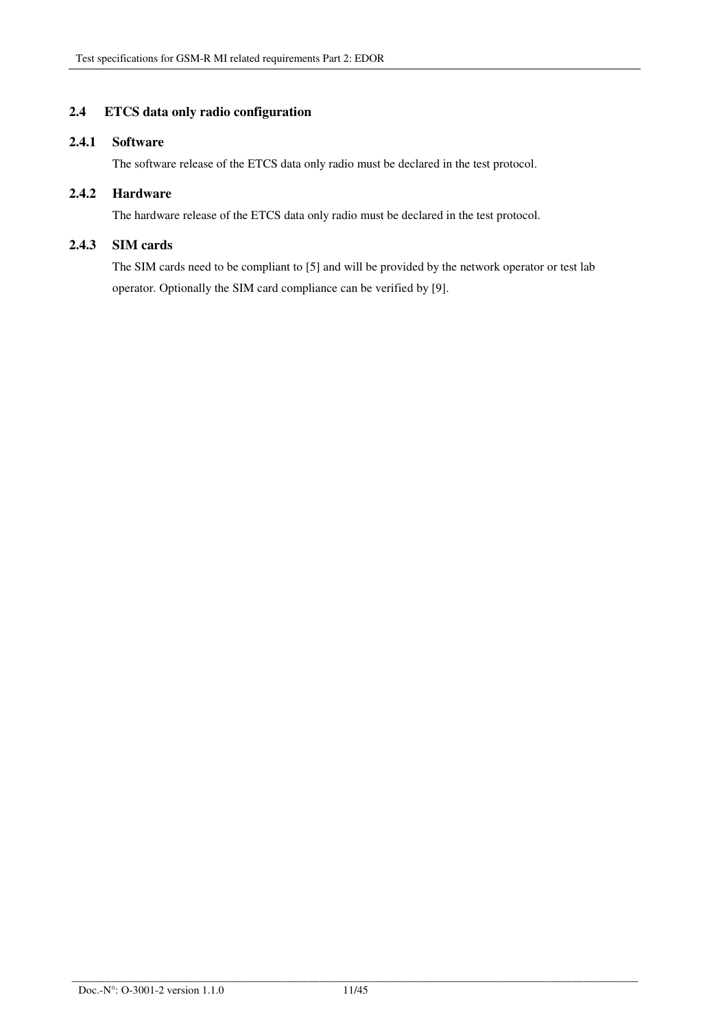## 2.4 ETCS data only radio configuration

### 2.4.1 Software

The software release of the ETCS data only radio must be declared in the test protocol.

### 2.4.2 Hardware

The hardware release of the ETCS data only radio must be declared in the test protocol.

### 2.4.3 SIM cards

The SIM cards need to be compliant to [5] and will be provided by the network operator or test lab operator. Optionally the SIM card compliance can be verified by [9].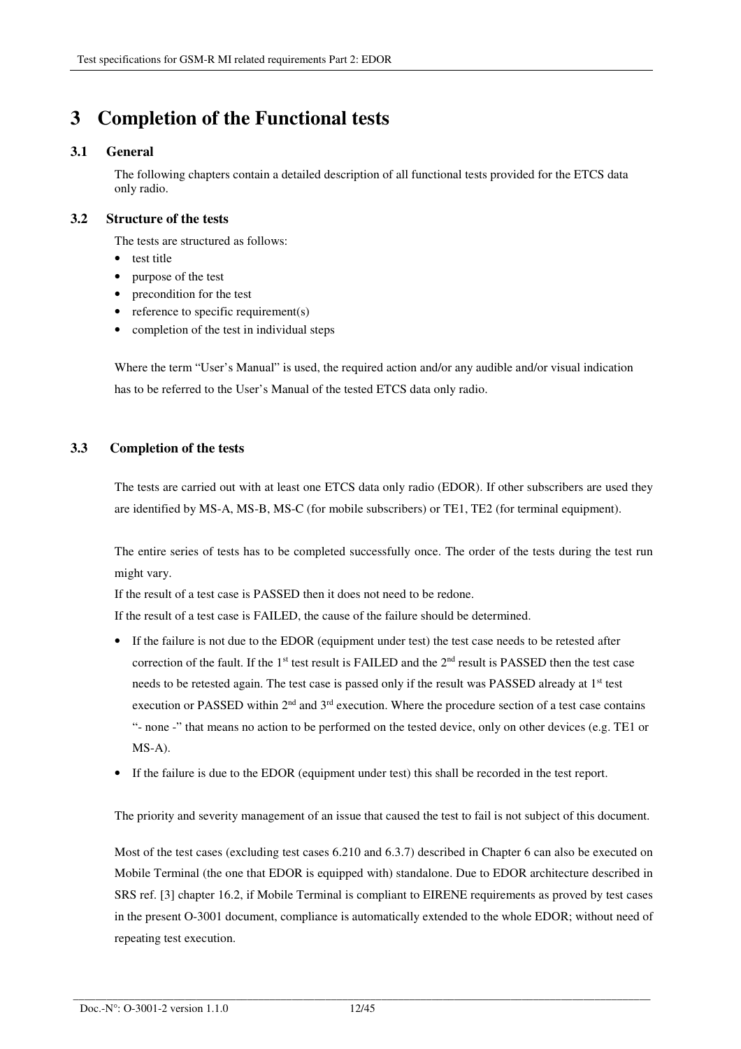# 3 Completion of the Functional tests

## 3.1 General

The following chapters contain a detailed description of all functional tests provided for the ETCS data only radio.

## 3.2 Structure of the tests

The tests are structured as follows:

- test title
- purpose of the test
- precondition for the test
- reference to specific requirement(s)
- completion of the test in individual steps

Where the term "User's Manual" is used, the required action and/or any audible and/or visual indication has to be referred to the User's Manual of the tested ETCS data only radio.

## 3.3 Completion of the tests

The tests are carried out with at least one ETCS data only radio (EDOR). If other subscribers are used they are identified by MS-A, MS-B, MS-C (for mobile subscribers) or TE1, TE2 (for terminal equipment).

The entire series of tests has to be completed successfully once. The order of the tests during the test run might vary.

If the result of a test case is PASSED then it does not need to be redone.

If the result of a test case is FAILED, the cause of the failure should be determined.

- If the failure is not due to the EDOR (equipment under test) the test case needs to be retested after correction of the fault. If the 1st test result is FAILED and the 2nd result is PASSED then the test case needs to be retested again. The test case is passed only if the result was PASSED already at 1st test execution or PASSED within 2nd and 3rd execution. Where the procedure section of a test case contains "- none -" that means no action to be performed on the tested device, only on other devices (e.g. TE1 or MS-A).
- If the failure is due to the EDOR (equipment under test) this shall be recorded in the test report.

The priority and severity management of an issue that caused the test to fail is not subject of this document.

Most of the test cases (excluding test cases 6.210 and 6.3.7) described in Chapter 6 can also be executed on Mobile Terminal (the one that EDOR is equipped with) standalone. Due to EDOR architecture described in SRS ref. [3] chapter 16.2, if Mobile Terminal is compliant to EIRENE requirements as proved by test cases in the present O-3001 document, compliance is automatically extended to the whole EDOR; without need of repeating test execution.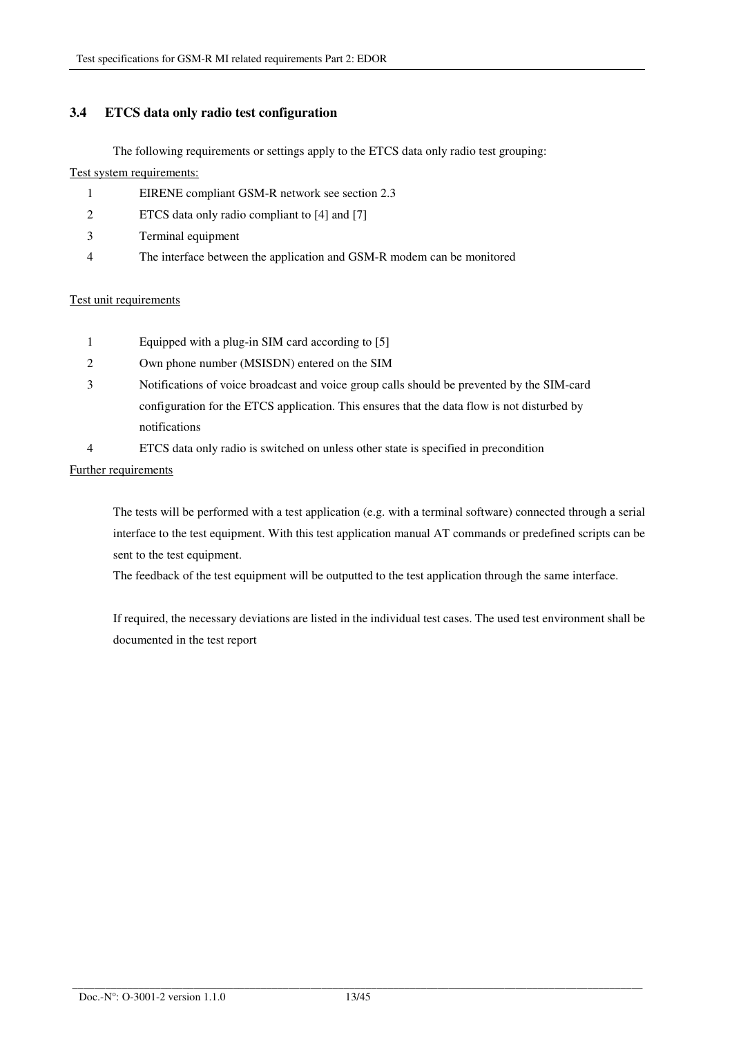### 3.4 ETCS data only radio test configuration

The following requirements or settings apply to the ETCS data only radio test grouping:

Test system requirements:

1. EIRENE compliant GSM-R network see section 2.3
2. ETCS data only radio compliant to [4] and [7]
3. Terminal equipment
4. The interface between the application and GSM-R modem can be monitored

Test unit requirements

1. Equipped with a plug-in SIM card according to [5]
2. Own phone number (MSISDN) entered on the SIM
3. Notifications of voice broadcast and voice group calls should be prevented by the SIM-card configuration for the ETCS application. This ensures that the data flow is not disturbed by notifications
4. ETCS data only radio is switched on unless other state is specified in precondition

Further requirements

The tests will be performed with a test application (e.g. with a terminal software) connected through a serial interface to the test equipment. With this test application manual AT commands or predefined scripts can be sent to the test equipment.
The feedback of the test equipment will be outputted to the test application through the same interface.

If required, the necessary deviations are listed in the individual test cases. The used test environment shall be documented in the test report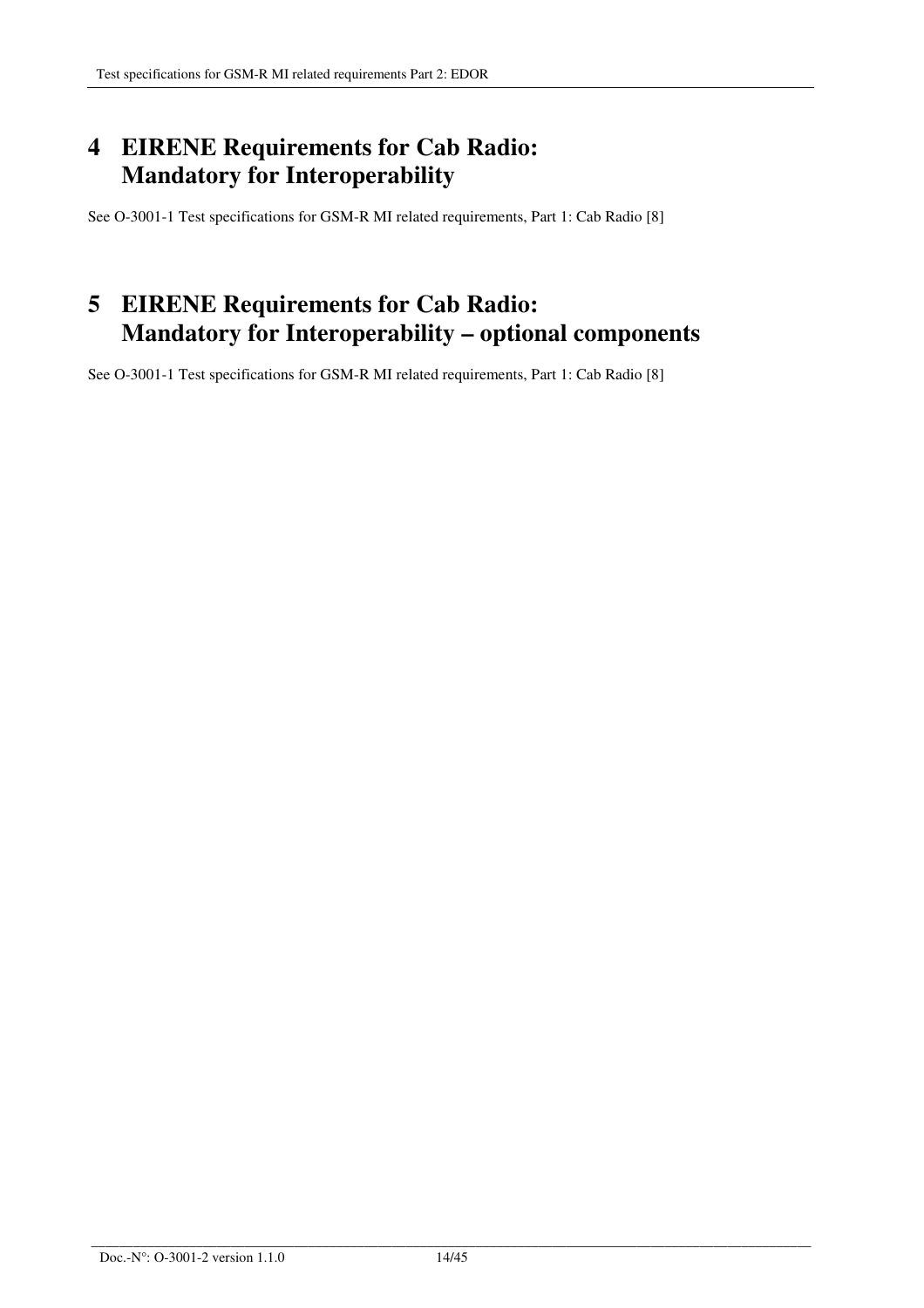# 4 EIRENE Requirements for Cab Radio: Mandatory for Interoperability

See O-3001-1 Test specifications for GSM-R MI related requirements, Part 1: Cab Radio [8]

# 5 EIRENE Requirements for Cab Radio: Mandatory for Interoperability – optional components

See O-3001-1 Test specifications for GSM-R MI related requirements, Part 1: Cab Radio [8]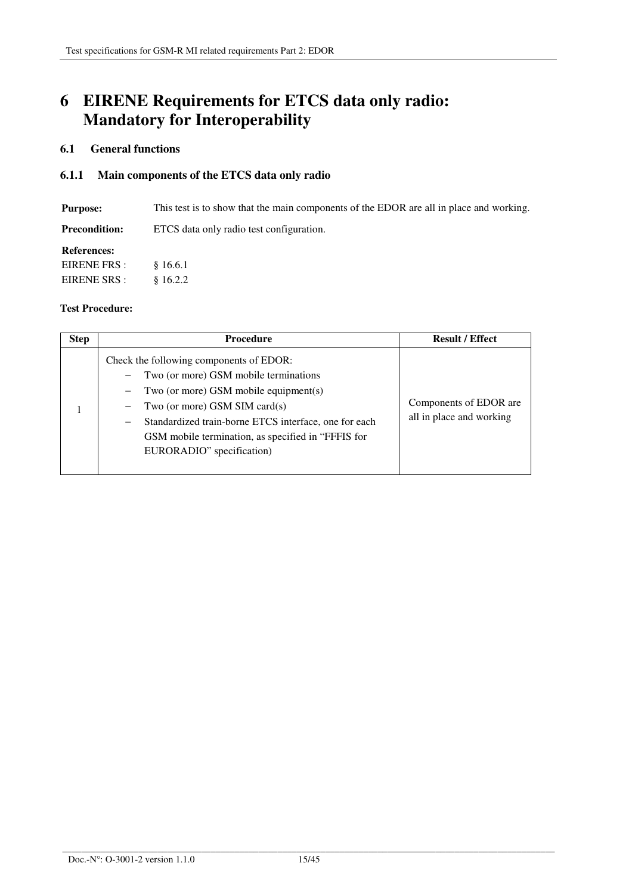# 6 EIRENE Requirements for ETCS data only radio: Mandatory for Interoperability

## 6.1 General functions

### 6.1.1 Main components of the ETCS data only radio

**Purpose:** This test is to show that the main components of the EDOR are all in place and working.

**Precondition:** ETCS data only radio test configuration.

**References:**
EIRENE FRS : § 16.6.1
EIRENE SRS : § 16.2.2

**Test Procedure:**

| Step | Procedure | Result / Effect |
|---|---|---|
| 1 | Check the following components of EDOR:<br>– Two (or more) GSM mobile terminations<br>– Two (or more) GSM mobile equipment(s)<br>– Two (or more) GSM SIM card(s)<br>– Standardized train-borne ETCS interface, one for each GSM mobile termination, as specified in "FFFIS for EURORADIO" specification) | Components of EDOR are all in place and working |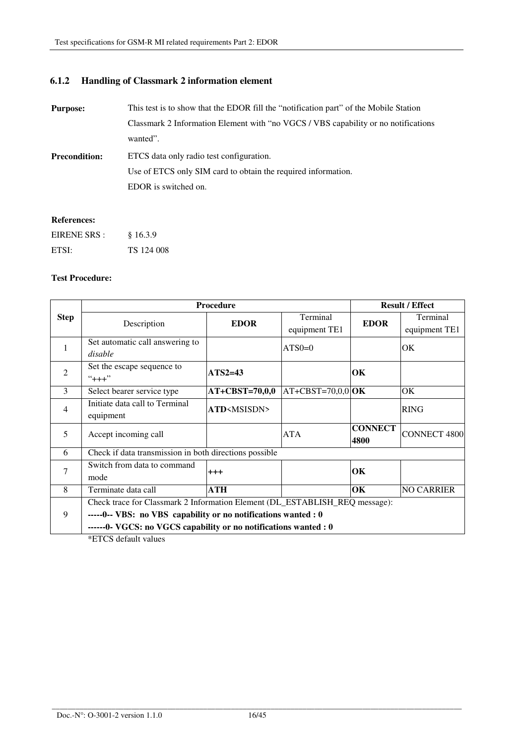### 6.1.2 Handling of Classmark 2 information element

**Purpose:** This test is to show that the EDOR fill the "notification part" of the Mobile Station Classmark 2 Information Element with "no VGCS / VBS capability or no notifications wanted".

**Precondition:** ETCS data only radio test configuration.
Use of ETCS only SIM card to obtain the required information.
EDOR is switched on.

**References:**

EIRENE SRS : § 16.3.9
ETSI: TS 124 008

**Test Procedure:**

| Step | Procedure | | | Result / Effect | |
|---|---|---|---|---|---|
| | Description | EDOR | Terminal equipment TE1 | EDOR | Terminal equipment TE1 |
| 1 | Set automatic call answering to *disable* | | ATS0=0 | | OK |
| 2 | Set the escape sequence to "+++" | **ATS2=43** | | **OK** | |
| 3 | Select bearer service type | **AT+CBST=70,0,0** | AT+CBST=70,0,0 | **OK** | OK |
| 4 | Initiate data call to Terminal equipment | **ATD**<MSISDN> | | | RING |
| 5 | Accept incoming call | | ATA | **CONNECT 4800** | CONNECT 4800 |
| 6 | Check if data transmission in both directions possible | | | | |
| 7 | Switch from data to command mode | **+++** | | **OK** | |
| 8 | Terminate data call | **ATH** | | **OK** | NO CARRIER |
| 9 | Check trace for Classmark 2 Information Element (DL_ESTABLISH_REQ message):<br>**-----0-- VBS: no VBS capability or no notifications wanted : 0**<br>**------0- VGCS: no VGCS capability or no notifications wanted : 0** | | | | |

*ETCS default values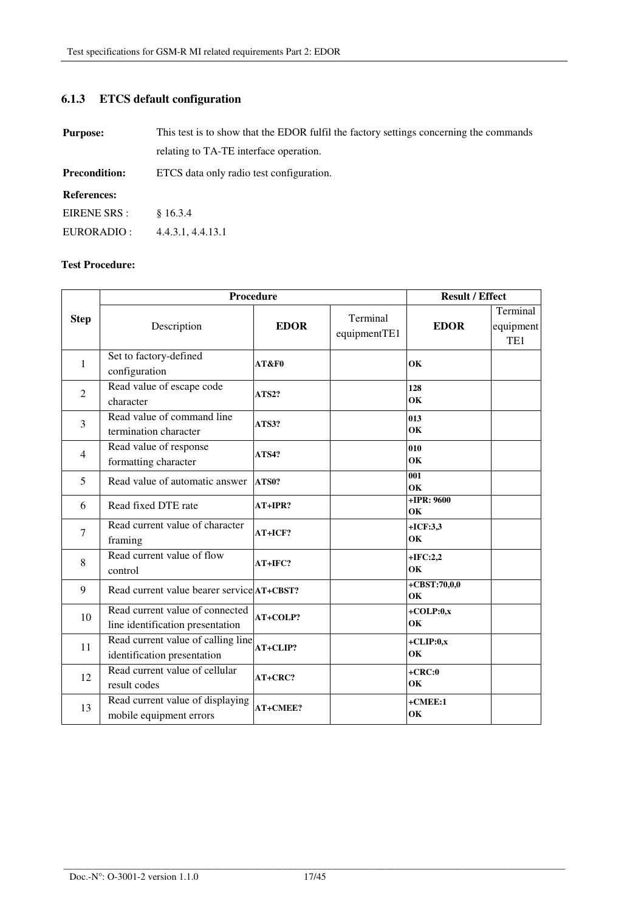### 6.1.3 ETCS default configuration

**Purpose:** This test is to show that the EDOR fulfil the factory settings concerning the commands relating to TA-TE interface operation.

**Precondition:** ETCS data only radio test configuration.

**References:**

EIRENE SRS : § 16.3.4

EURORADIO : 4.4.3.1, 4.4.13.1

**Test Procedure:**

| Step | Procedure | | | Result / Effect | |
|---|---|---|---|---|---|
| | Description | **EDOR** | Terminal equipmentTE1 | **EDOR** | Terminal equipment TE1 |
| 1 | Set to factory-defined configuration | **AT&F0** | | **OK** | |
| 2 | Read value of escape code character | **ATS2?** | | **128**<br>**OK** | |
| 3 | Read value of command line termination character | **ATS3?** | | **013**<br>**OK** | |
| 4 | Read value of response formatting character | **ATS4?** | | **010**<br>**OK** | |
| 5 | Read value of automatic answer | **ATS0?** | | **001**<br>**OK** | |
| 6 | Read fixed DTE rate | **AT+IPR?** | | **+IPR: 9600**<br>**OK** | |
| 7 | Read current value of character framing | **AT+ICF?** | | **+ICF:3,3**<br>**OK** | |
| 8 | Read current value of flow control | **AT+IFC?** | | **+IFC:2,2**<br>**OK** | |
| 9 | Read current value bearer service | **AT+CBST?** | | **+CBST:70,0,0**<br>**OK** | |
| 10 | Read current value of connected line identification presentation | **AT+COLP?** | | **+COLP:0,x**<br>**OK** | |
| 11 | Read current value of calling line identification presentation | **AT+CLIP?** | | **+CLIP:0,x**<br>**OK** | |
| 12 | Read current value of cellular result codes | **AT+CRC?** | | **+CRC:0**<br>**OK** | |
| 13 | Read current value of displaying mobile equipment errors | **AT+CMEE?** | | **+CMEE:1**<br>**OK** | |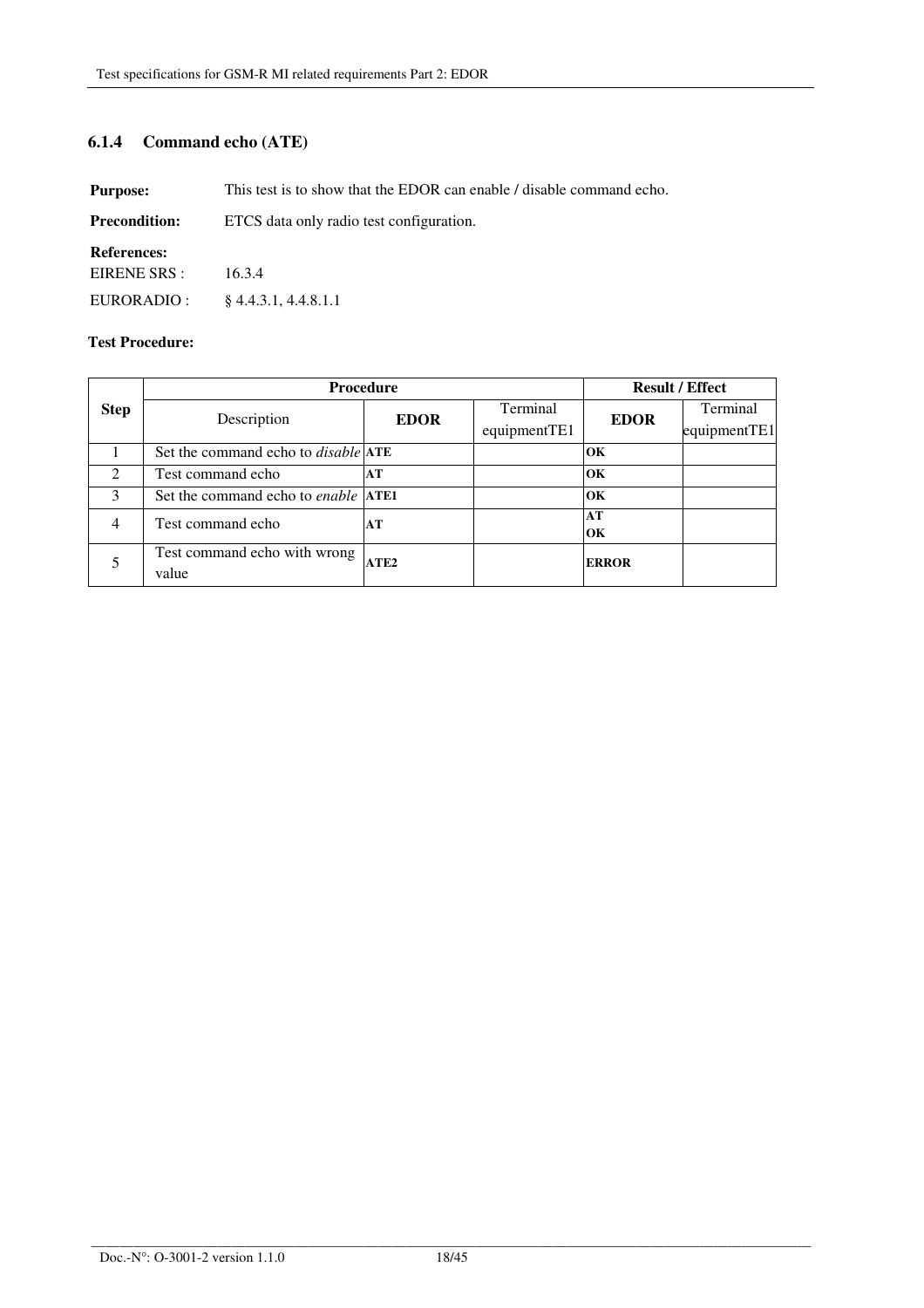### 6.1.4 Command echo (ATE)

**Purpose:** This test is to show that the EDOR can enable / disable command echo.

**Precondition:** ETCS data only radio test configuration.

**References:**

EIRENE SRS : 16.3.4

EURORADIO : § 4.4.3.1, 4.4.8.1.1

**Test Procedure:**

| Step | Procedure | | | Result / Effect | |
|---|---|---|---|---|---|
| | Description | **EDOR** | Terminal equipmentTE1 | **EDOR** | Terminal equipmentTE1 |
| 1 | Set the command echo to *disable* | **ATE** | | **OK** | |
| 2 | Test command echo | **AT** | | **OK** | |
| 3 | Set the command echo to *enable* | **ATE1** | | **OK** | |
| 4 | Test command echo | **AT** | | **AT**<br>**OK** | |
| 5 | Test command echo with wrong value | **ATE2** | | **ERROR** | |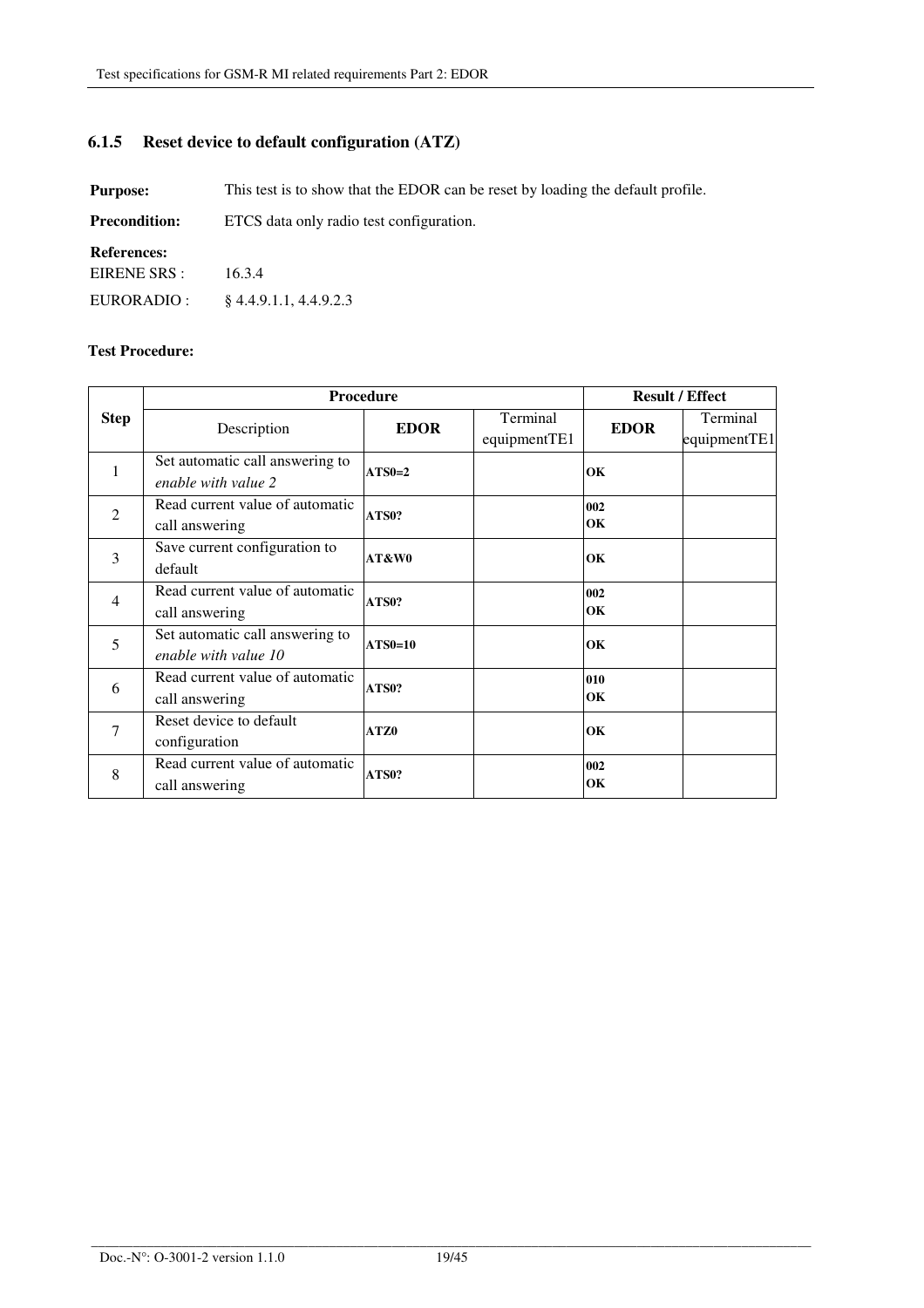### 6.1.5 Reset device to default configuration (ATZ)

**Purpose:** This test is to show that the EDOR can be reset by loading the default profile.

**Precondition:** ETCS data only radio test configuration.

**References:**

EIRENE SRS : 16.3.4

EURORADIO : § 4.4.9.1.1, 4.4.9.2.3

**Test Procedure:**

| Step | Procedure | | | Result / Effect | |
|---|---|---|---|---|---|
| | Description | **EDOR** | Terminal equipmentTE1 | **EDOR** | Terminal equipmentTE1 |
| 1 | Set automatic call answering to *enable with value 2* | **ATS0=2** | | **OK** | |
| 2 | Read current value of automatic call answering | **ATS0?** | | **002**<br>**OK** | |
| 3 | Save current configuration to default | **AT&W0** | | **OK** | |
| 4 | Read current value of automatic call answering | **ATS0?** | | **002**<br>**OK** | |
| 5 | Set automatic call answering to *enable with value 10* | **ATS0=10** | | **OK** | |
| 6 | Read current value of automatic call answering | **ATS0?** | | **010**<br>**OK** | |
| 7 | Reset device to default configuration | **ATZ0** | | **OK** | |
| 8 | Read current value of automatic call answering | **ATS0?** | | **002**<br>**OK** | |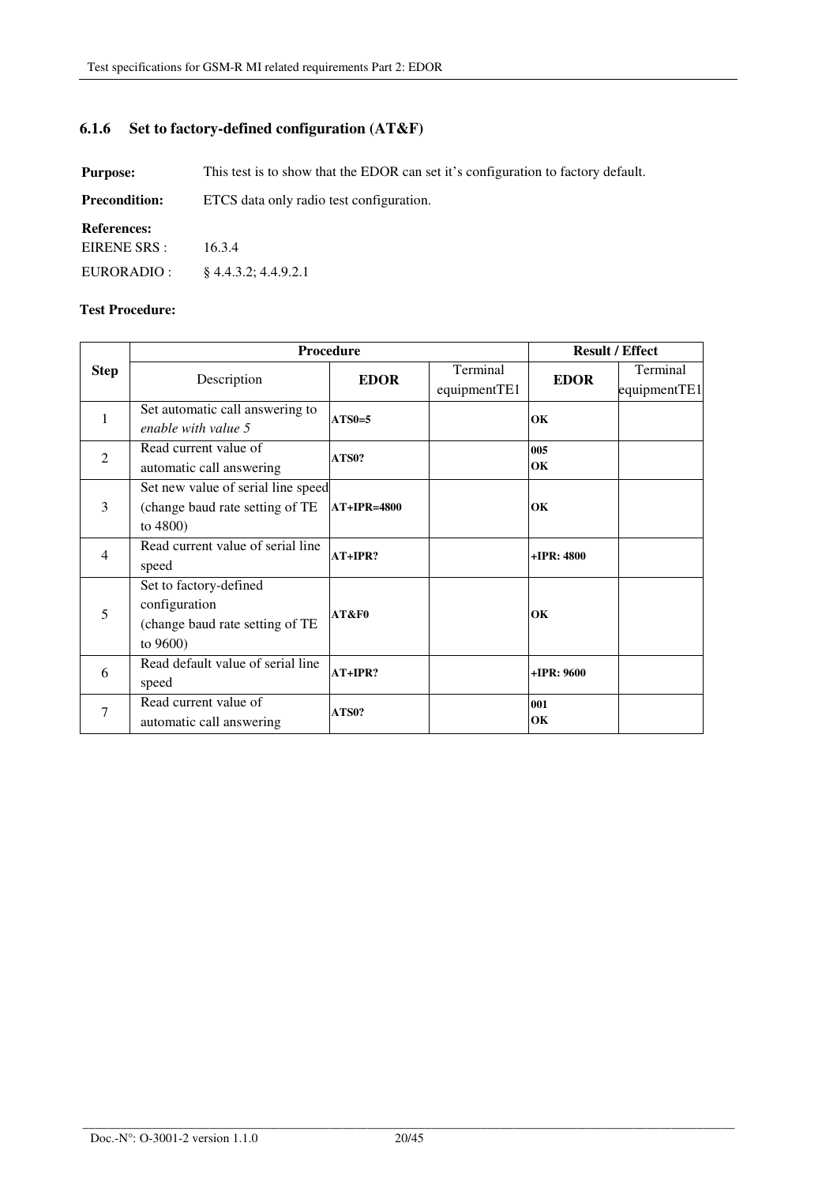### 6.1.6 Set to factory-defined configuration (AT&F)

**Purpose:** This test is to show that the EDOR can set it's configuration to factory default.

**Precondition:** ETCS data only radio test configuration.

**References:**

EIRENE SRS : 16.3.4

EURORADIO : § 4.4.3.2; 4.4.9.2.1

**Test Procedure:**

| Step | Procedure | | | Result / Effect | |
|---|---|---|---|---|---|
| | Description | **EDOR** | Terminal equipmentTE1 | **EDOR** | Terminal equipmentTE1 |
| 1 | Set automatic call answering to *enable with value 5* | **ATS0=5** | | **OK** | |
| 2 | Read current value of automatic call answering | **ATS0?** | | **005**<br>**OK** | |
| 3 | Set new value of serial line speed (change baud rate setting of TE to 4800) | **AT+IPR=4800** | | **OK** | |
| 4 | Read current value of serial line speed | **AT+IPR?** | | **+IPR: 4800** | |
| 5 | Set to factory-defined configuration (change baud rate setting of TE to 9600) | **AT&F0** | | **OK** | |
| 6 | Read default value of serial line speed | **AT+IPR?** | | **+IPR: 9600** | |
| 7 | Read current value of automatic call answering | **ATS0?** | | **001**<br>**OK** | |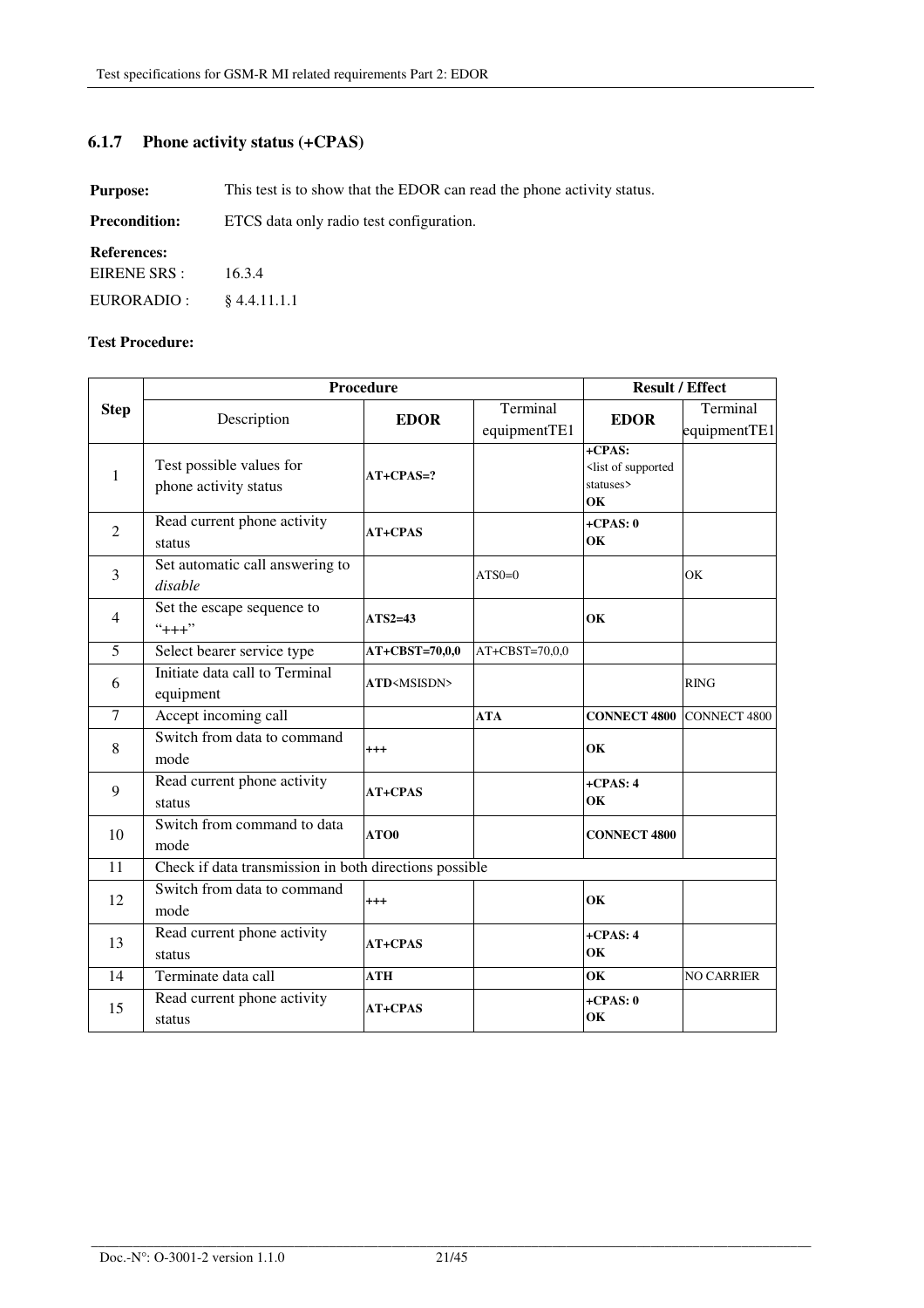### 6.1.7 Phone activity status (+CPAS)

**Purpose:** This test is to show that the EDOR can read the phone activity status.

**Precondition:** ETCS data only radio test configuration.

**References:**

EIRENE SRS : 16.3.4

EURORADIO : § 4.4.11.1.1

**Test Procedure:**

| Step | Procedure | | | Result / Effect | |
|---|---|---|---|---|---|
| | Description | **EDOR** | Terminal equipmentTE1 | **EDOR** | Terminal equipmentTE1 |
| 1 | Test possible values for phone activity status | **AT+CPAS=?** | | **+CPAS:** <list of supported statuses> **OK** | |
| 2 | Read current phone activity status | **AT+CPAS** | | **+CPAS: 0** **OK** | |
| 3 | Set automatic call answering to *disable* | | ATS0=0 | | OK |
| 4 | Set the escape sequence to "+++" | **ATS2=43** | | **OK** | |
| 5 | Select bearer service type | **AT+CBST=70,0,0** | AT+CBST=70,0,0 | | |
| 6 | Initiate data call to Terminal equipment | **ATD**<MSISDN> | | | RING |
| 7 | Accept incoming call | | **ATA** | **CONNECT 4800** | CONNECT 4800 |
| 8 | Switch from data to command mode | **+++** | | **OK** | |
| 9 | Read current phone activity status | **AT+CPAS** | | **+CPAS: 4** **OK** | |
| 10 | Switch from command to data mode | **ATO0** | | **CONNECT 4800** | |
| 11 | Check if data transmission in both directions possible | | | | |
| 12 | Switch from data to command mode | **+++** | | **OK** | |
| 13 | Read current phone activity status | **AT+CPAS** | | **+CPAS: 4** **OK** | |
| 14 | Terminate data call | **ATH** | | **OK** | NO CARRIER |
| 15 | Read current phone activity status | **AT+CPAS** | | **+CPAS: 0** **OK** | |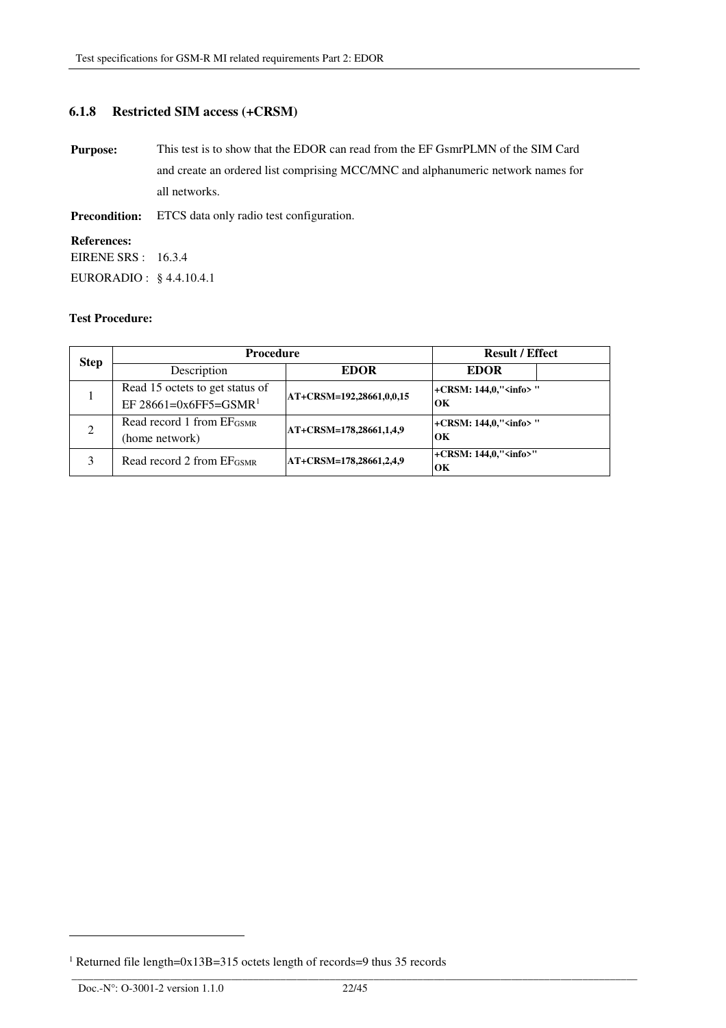### 6.1.8 Restricted SIM access (+CRSM)

**Purpose:** This test is to show that the EDOR can read from the EF GsmrPLMN of the SIM Card and create an ordered list comprising MCC/MNC and alphanumeric network names for all networks.

**Precondition:** ETCS data only radio test configuration.

**References:**

EIRENE SRS : 16.3.4

EURORADIO : § 4.4.10.4.1

**Test Procedure:**

| Step | Procedure | | Result / Effect | |
|---|---|---|---|---|
| | Description | EDOR | EDOR | |
| 1 | Read 15 octets to get status of EF 28661=0x6FF5=GSMR[1] | AT+CRSM=192,28661,0,0,15 | +CRSM: 144,0,"<info> "<br>OK | |
| 2 | Read record 1 from $EF_{GSMR}$ (home network) | AT+CRSM=178,28661,1,4,9 | +CRSM: 144,0,"<info> "<br>OK | |
| 3 | Read record 2 from $EF_{GSMR}$ | AT+CRSM=178,28661,2,4,9 | +CRSM: 144,0,"<info>"<br>OK | |

[1] Returned file length=0x13B=315 octets length of records=9 thus 35 records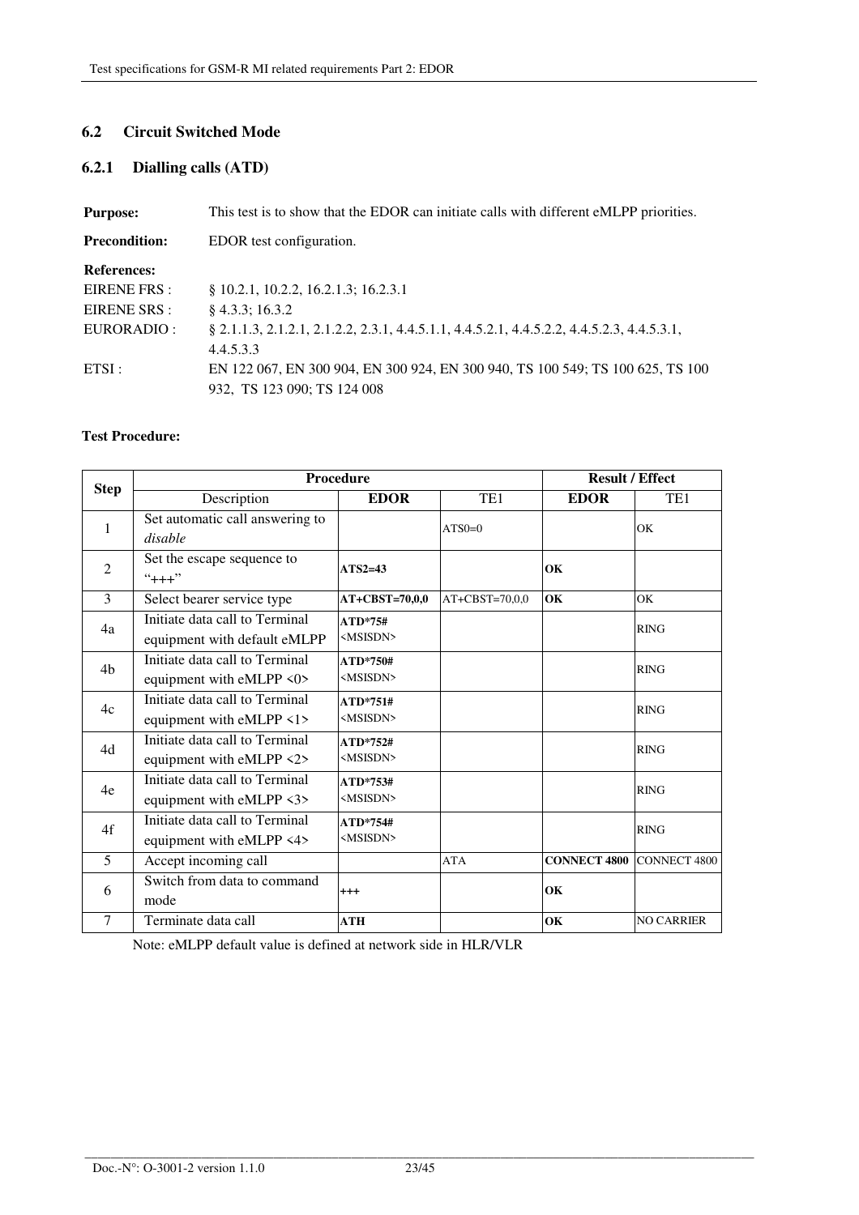## 6.2 Circuit Switched Mode

### 6.2.1 Dialling calls (ATD)

**Purpose:** This test is to show that the EDOR can initiate calls with different eMLPP priorities.

**Precondition:** EDOR test configuration.

**References:**

EIRENE FRS : § 10.2.1, 10.2.2, 16.2.1.3; 16.2.3.1

EIRENE SRS : § 4.3.3; 16.3.2

EURORADIO : § 2.1.1.3, 2.1.2.1, 2.1.2.2, 2.3.1, 4.4.5.1.1, 4.4.5.2.1, 4.4.5.2.2, 4.4.5.2.3, 4.4.5.3.1, 4.4.5.3.3

ETSI : EN 122 067, EN 300 904, EN 300 924, EN 300 940, TS 100 549; TS 100 625, TS 100 932, TS 123 090; TS 124 008

**Test Procedure:**

| Step | Procedure | | | Result / Effect | |
|---|---|---|---|---|---|
| | Description | **EDOR** | TE1 | **EDOR** | TE1 |
| 1 | Set automatic call answering to *disable* | | ATS0=0 | | OK |
| 2 | Set the escape sequence to "+++" | **ATS2=43** | | **OK** | |
| 3 | Select bearer service type | **AT+CBST=70,0,0** | AT+CBST=70,0,0 | **OK** | OK |
| 4a | Initiate data call to Terminal equipment with default eMLPP | **ATD*75#** <MSISDN> | | | RING |
| 4b | Initiate data call to Terminal equipment with eMLPP <0> | **ATD*750#** <MSISDN> | | | RING |
| 4c | Initiate data call to Terminal equipment with eMLPP <1> | **ATD*751#** <MSISDN> | | | RING |
| 4d | Initiate data call to Terminal equipment with eMLPP <2> | **ATD*752#** <MSISDN> | | | RING |
| 4e | Initiate data call to Terminal equipment with eMLPP <3> | **ATD*753#** <MSISDN> | | | RING |
| 4f | Initiate data call to Terminal equipment with eMLPP <4> | **ATD*754#** <MSISDN> | | | RING |
| 5 | Accept incoming call | | ATA | **CONNECT 4800** | CONNECT 4800 |
| 6 | Switch from data to command mode | **+++** | | **OK** | |
| 7 | Terminate data call | **ATH** | | **OK** | NO CARRIER |

Note: eMLPP default value is defined at network side in HLR/VLR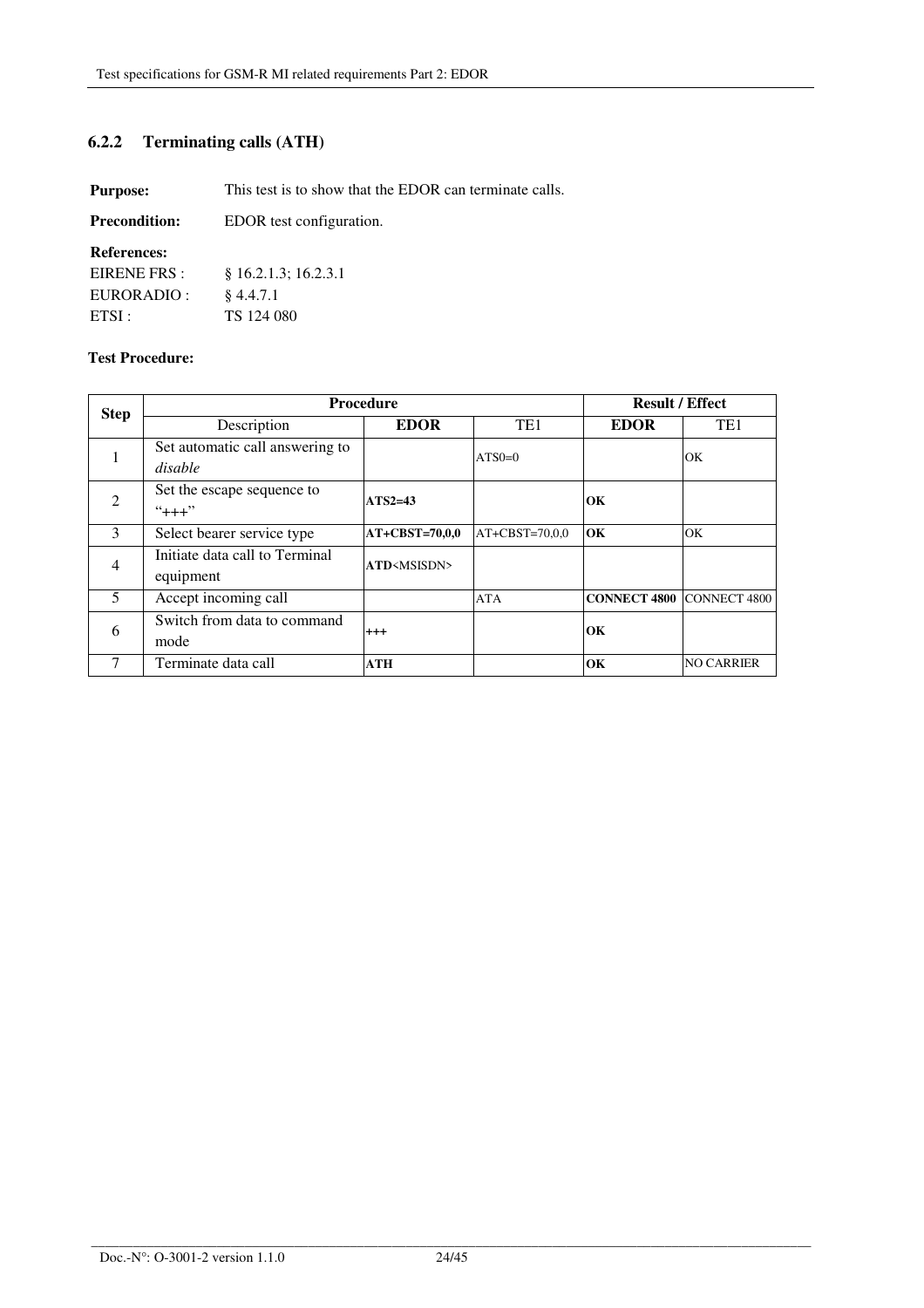### 6.2.2 Terminating calls (ATH)

**Purpose:** This test is to show that the EDOR can terminate calls.

**Precondition:** EDOR test configuration.

**References:**

EIRENE FRS : § 16.2.1.3; 16.2.3.1

EURORADIO : § 4.4.7.1

ETSI : TS 124 080

**Test Procedure:**

| Step | Procedure | | | Result / Effect | |
|---|---|---|---|---|---|
| | Description | **EDOR** | TE1 | **EDOR** | TE1 |
| 1 | Set automatic call answering to *disable* | | ATS0=0 | | OK |
| 2 | Set the escape sequence to "+++" | **ATS2=43** | | **OK** | |
| 3 | Select bearer service type | **AT+CBST=70,0,0** | AT+CBST=70,0,0 | **OK** | OK |
| 4 | Initiate data call to Terminal equipment | **ATD**<MSISDN> | | | |
| 5 | Accept incoming call | | ATA | **CONNECT 4800** | CONNECT 4800 |
| 6 | Switch from data to command mode | **+++** | | **OK** | |
| 7 | Terminate data call | **ATH** | | **OK** | NO CARRIER |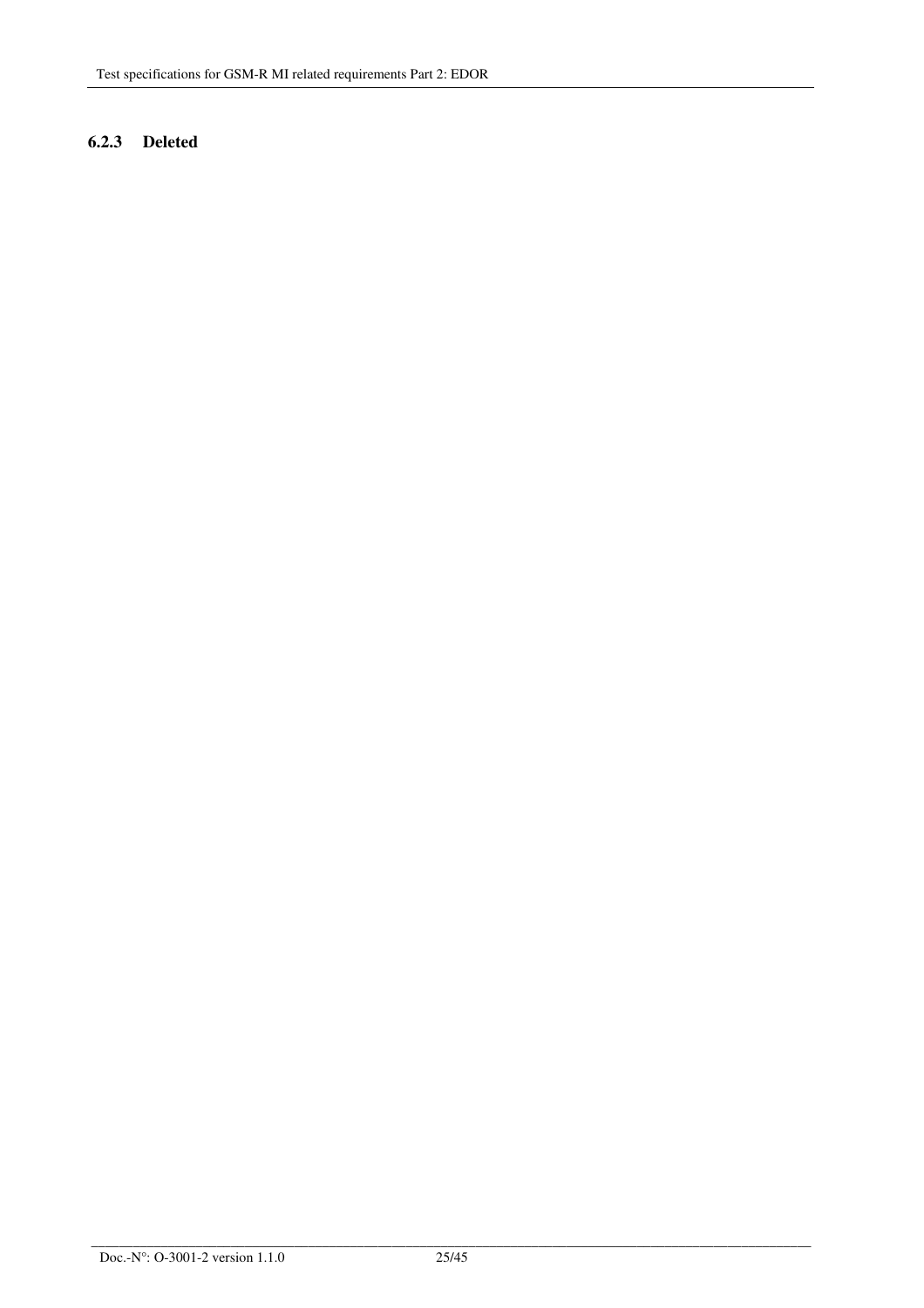### 6.2.3 Deleted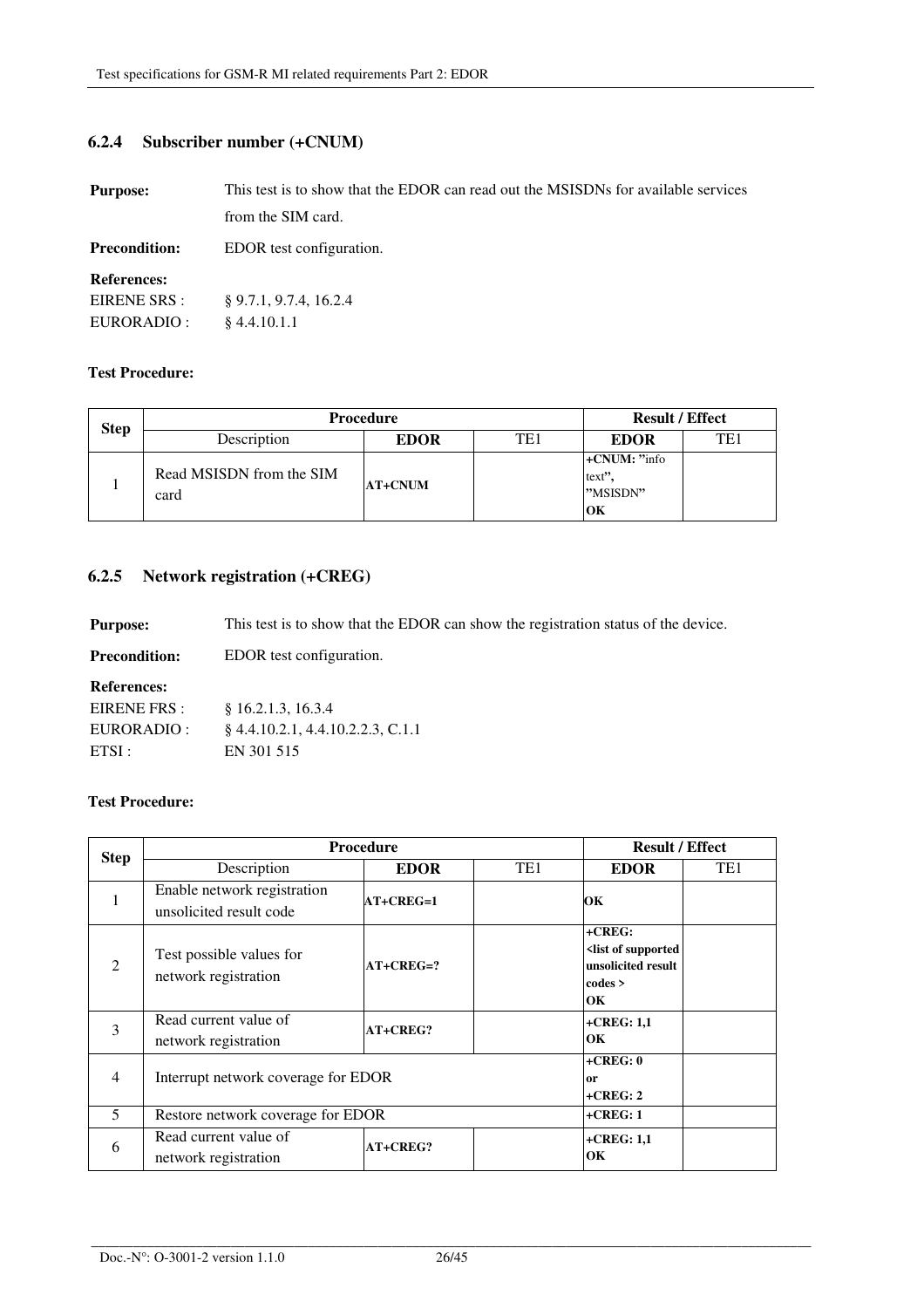### 6.2.4 Subscriber number (+CNUM)

**Purpose:** This test is to show that the EDOR can read out the MSISDNs for available services from the SIM card.

**Precondition:** EDOR test configuration.

**References:**
EIRENE SRS : § 9.7.1, 9.7.4, 16.2.4
EURORADIO : § 4.4.10.1.1

**Test Procedure:**

| Step | Procedure | | | Result / Effect | |
|---|---|---|---|---|---|
| | Description | **EDOR** | TE1 | **EDOR** | TE1 |
| 1 | Read MSISDN from the SIM card | **AT+CNUM** | | **+CNUM: "**info text**", "**MSISDN**"** **OK** | |

### 6.2.5 Network registration (+CREG)

**Purpose:** This test is to show that the EDOR can show the registration status of the device.

**Precondition:** EDOR test configuration.

**References:**
EIRENE FRS : § 16.2.1.3, 16.3.4
EURORADIO : § 4.4.10.2.1, 4.4.10.2.2.3, C.1.1
ETSI : EN 301 515

**Test Procedure:**

| Step | Procedure | | | Result / Effect | |
|---|---|---|---|---|---|
| | Description | **EDOR** | TE1 | **EDOR** | TE1 |
| 1 | Enable network registration unsolicited result code | **AT+CREG=1** | | **OK** | |
| 2 | Test possible values for network registration | **AT+CREG=?** | | **+CREG: <list of supported unsolicited result codes > OK** | |
| 3 | Read current value of network registration | **AT+CREG?** | | **+CREG: 1,1 OK** | |
| 4 | Interrupt network coverage for EDOR | | | **+CREG: 0 or +CREG: 2** | |
| 5 | Restore network coverage for EDOR | | | **+CREG: 1** | |
| 6 | Read current value of network registration | **AT+CREG?** | | **+CREG: 1,1 OK** | |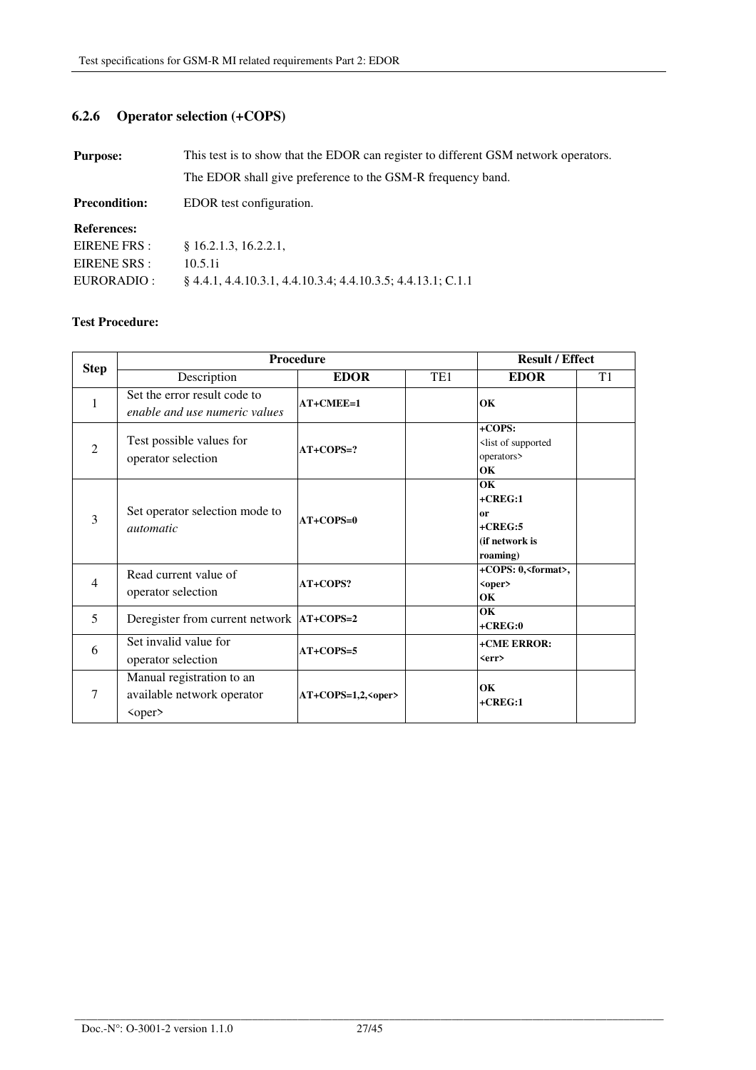### 6.2.6 Operator selection (+COPS)

**Purpose:** This test is to show that the EDOR can register to different GSM network operators.

The EDOR shall give preference to the GSM-R frequency band.

**Precondition:** EDOR test configuration.

**References:**

EIRENE FRS : § 16.2.1.3, 16.2.2.1,

EIRENE SRS : 10.5.1i

EURORADIO : § 4.4.1, 4.4.10.3.1, 4.4.10.3.4; 4.4.10.3.5; 4.4.13.1; C.1.1

**Test Procedure:**

| Step | Procedure | | | Result / Effect | |
|---|---|---|---|---|---|
| | Description | **EDOR** | TE1 | **EDOR** | T1 |
| 1 | Set the error result code to *enable and use numeric values* | **AT+CMEE=1** | | **OK** | |
| 2 | Test possible values for operator selection | **AT+COPS=?** | | **+COPS:** <list of supported operators> **OK** | |
| 3 | Set operator selection mode to *automatic* | **AT+COPS=0** | | **OK +CREG:1 or +CREG:5 (if network is roaming)** | |
| 4 | Read current value of operator selection | **AT+COPS?** | | **+COPS: 0,<format>, <oper> OK** | |
| 5 | Deregister from current network | **AT+COPS=2** | | **OK +CREG:0** | |
| 6 | Set invalid value for operator selection | **AT+COPS=5** | | **+CME ERROR: <err>** | |
| 7 | Manual registration to an available network operator <oper> | **AT+COPS=1,2,<oper>** | | **OK +CREG:1** | |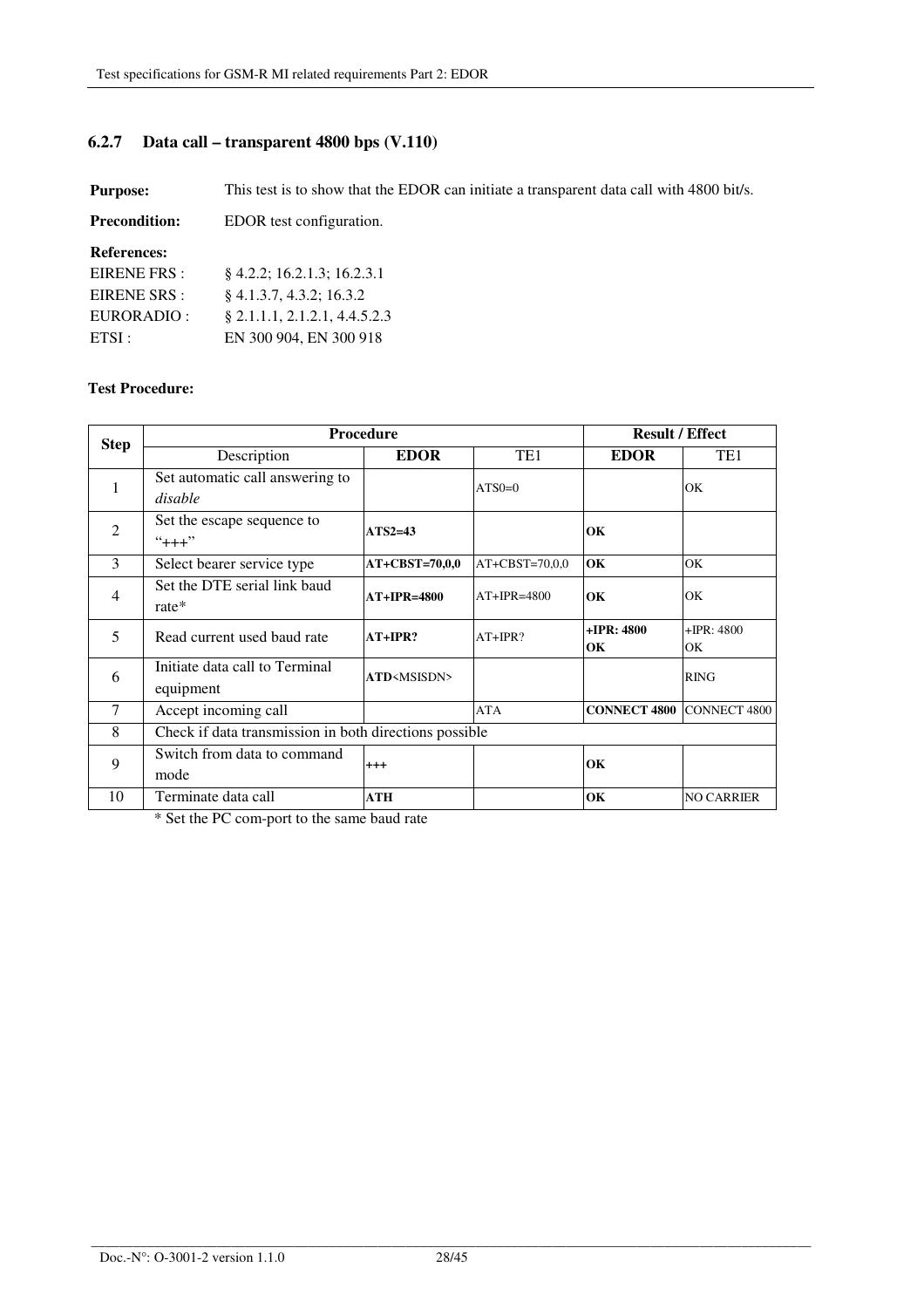### 6.2.7 Data call – transparent 4800 bps (V.110)

**Purpose:** This test is to show that the EDOR can initiate a transparent data call with 4800 bit/s.

**Precondition:** EDOR test configuration.

**References:**

EIRENE FRS : § 4.2.2; 16.2.1.3; 16.2.3.1

EIRENE SRS : § 4.1.3.7, 4.3.2; 16.3.2

EURORADIO : § 2.1.1.1, 2.1.2.1, 4.4.5.2.3

ETSI : EN 300 904, EN 300 918

**Test Procedure:**

| Step | Procedure | | | Result / Effect | |
|---|---|---|---|---|---|
| | Description | **EDOR** | TE1 | **EDOR** | TE1 |
| 1 | Set automatic call answering to *disable* | | ATS0=0 | | OK |
| 2 | Set the escape sequence to “+++” | **ATS2=43** | | **OK** | |
| 3 | Select bearer service type | **AT+CBST=70,0,0** | AT+CBST=70,0,0 | **OK** | OK |
| 4 | Set the DTE serial link baud rate* | **AT+IPR=4800** | AT+IPR=4800 | **OK** | OK |
| 5 | Read current used baud rate | **AT+IPR?** | AT+IPR? | **+IPR: 4800 OK** | +IPR: 4800 OK |
| 6 | Initiate data call to Terminal equipment | **ATD**<MSISDN> | | | RING |
| 7 | Accept incoming call | | ATA | **CONNECT 4800** | CONNECT 4800 |
| 8 | Check if data transmission in both directions possible | | | | |
| 9 | Switch from data to command mode | **+++** | | **OK** | |
| 10 | Terminate data call | **ATH** | | **OK** | NO CARRIER |

* Set the PC com-port to the same baud rate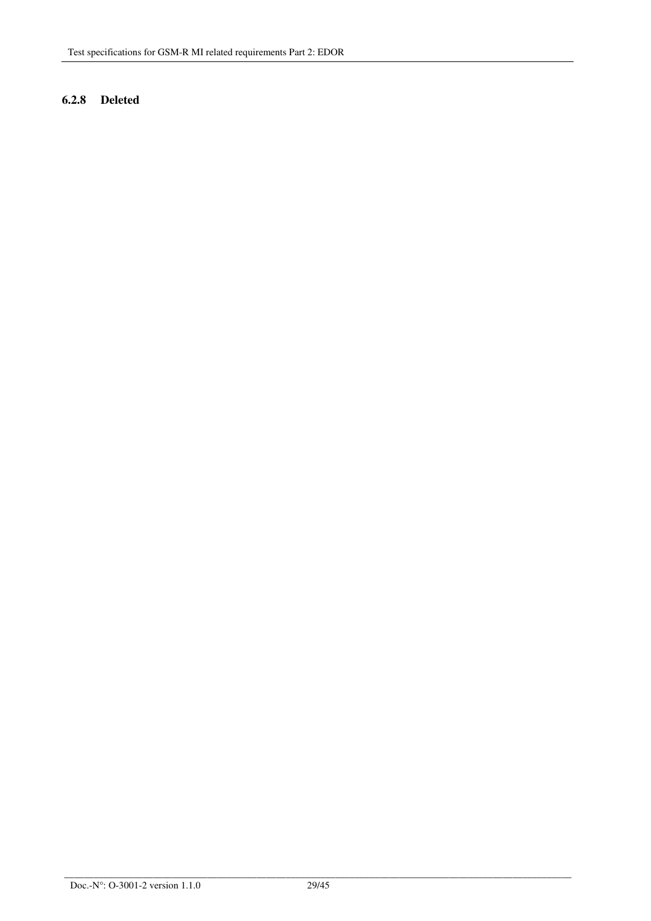### 6.2.8 Deleted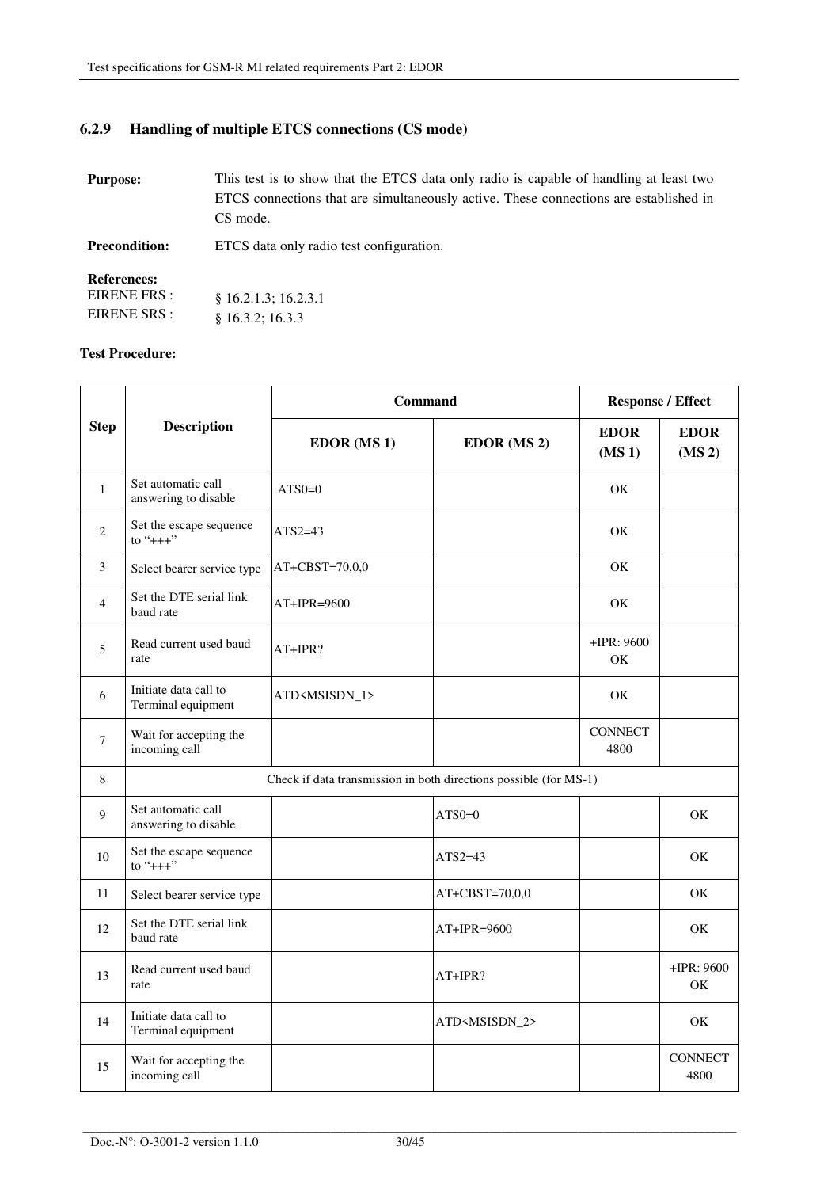### 6.2.9 Handling of multiple ETCS connections (CS mode)

**Purpose:** This test is to show that the ETCS data only radio is capable of handling at least two ETCS connections that are simultaneously active. These connections are established in CS mode.

**Precondition:** ETCS data only radio test configuration.

**References:**
EIRENE FRS : § 16.2.1.3; 16.2.3.1
EIRENE SRS : § 16.3.2; 16.3.3

**Test Procedure:**

| Step | Description | Command | | Response / Effect | |
|---|---|---|---|---|---|
| | | EDOR (MS 1) | EDOR (MS 2) | EDOR (MS 1) | EDOR (MS 2) |
| 1 | Set automatic call answering to disable | ATS0=0 | | OK | |
| 2 | Set the escape sequence to "+++" | ATS2=43 | | OK | |
| 3 | Select bearer service type | AT+CBST=70,0,0 | | OK | |
| 4 | Set the DTE serial link baud rate | AT+IPR=9600 | | OK | |
| 5 | Read current used baud rate | AT+IPR? | | +IPR: 9600 OK | |
| 6 | Initiate data call to Terminal equipment | ATD<MSISDN_1> | | OK | |
| 7 | Wait for accepting the incoming call | | | CONNECT 4800 | |
| 8 | Check if data transmission in both directions possible (for MS-1) | | | | |
| 9 | Set automatic call answering to disable | | ATS0=0 | | OK |
| 10 | Set the escape sequence to "+++" | | ATS2=43 | | OK |
| 11 | Select bearer service type | | AT+CBST=70,0,0 | | OK |
| 12 | Set the DTE serial link baud rate | | AT+IPR=9600 | | OK |
| 13 | Read current used baud rate | | AT+IPR? | | +IPR: 9600 OK |
| 14 | Initiate data call to Terminal equipment | | ATD<MSISDN_2> | | OK |
| 15 | Wait for accepting the incoming call | | | | CONNECT 4800 |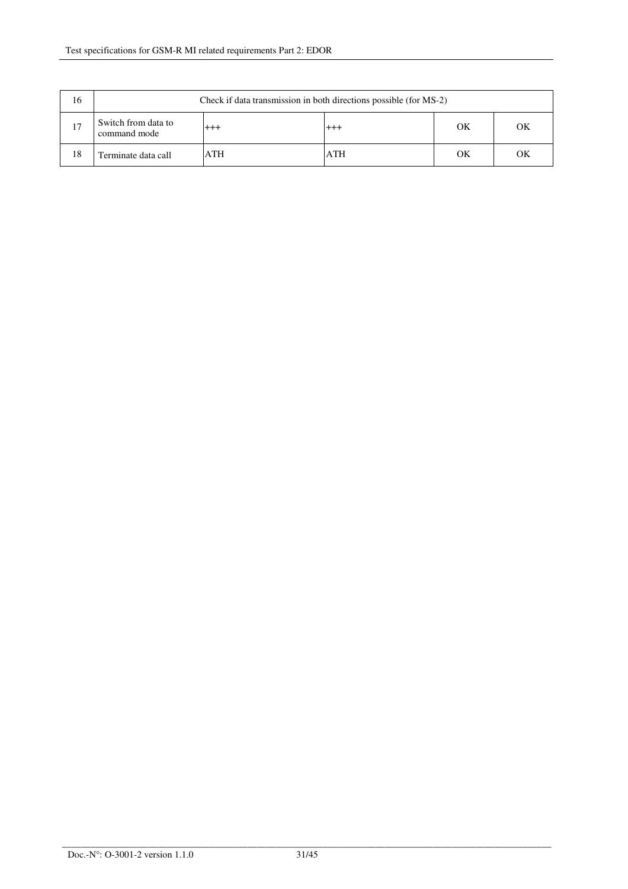| | | | | | |
|---|---|---|---|---|---|
| 16 | Check if data transmission in both directions possible (for MS-2) | | | | |
| 17 | Switch from data to command mode | +++ | +++ | OK | OK |
| 18 | Terminate data call | ATH | ATH | OK | OK |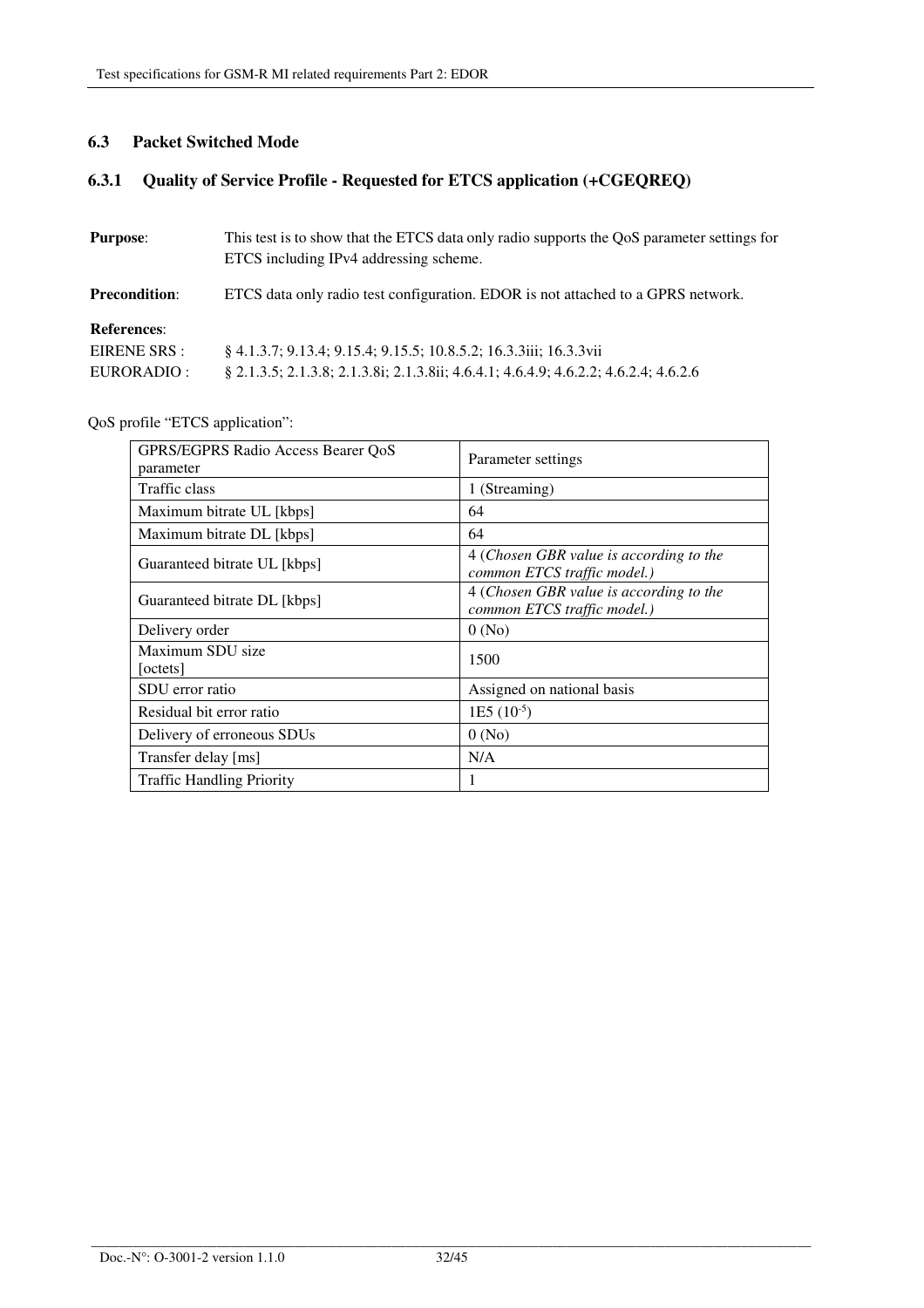## 6.3 Packet Switched Mode

### 6.3.1 Quality of Service Profile - Requested for ETCS application (+CGEQREQ)

**Purpose**: This test is to show that the ETCS data only radio supports the QoS parameter settings for ETCS including IPv4 addressing scheme.

**Precondition**: ETCS data only radio test configuration. EDOR is not attached to a GPRS network.

**References**:

EIRENE SRS : § 4.1.3.7; 9.13.4; 9.15.4; 9.15.5; 10.8.5.2; 16.3.3iii; 16.3.3vii

EURORADIO : § 2.1.3.5; 2.1.3.8; 2.1.3.8i; 2.1.3.8ii; 4.6.4.1; 4.6.4.9; 4.6.2.2; 4.6.2.4; 4.6.2.6

QoS profile "ETCS application":

| GPRS/EGPRS Radio Access Bearer QoS parameter | Parameter settings |
|---|---|
| Traffic class | 1 (Streaming) |
| Maximum bitrate UL [kbps] | 64 |
| Maximum bitrate DL [kbps] | 64 |
| Guaranteed bitrate UL [kbps] | 4 (*Chosen GBR value is according to the common ETCS traffic model.)* |
| Guaranteed bitrate DL [kbps] | 4 (*Chosen GBR value is according to the common ETCS traffic model.)* |
| Delivery order | 0 (No) |
| Maximum SDU size [octets] | 1500 |
| SDU error ratio | Assigned on national basis |
| Residual bit error ratio | 1E5 ($10^{-5}$) |
| Delivery of erroneous SDUs | 0 (No) |
| Transfer delay [ms] | N/A |
| Traffic Handling Priority | 1 |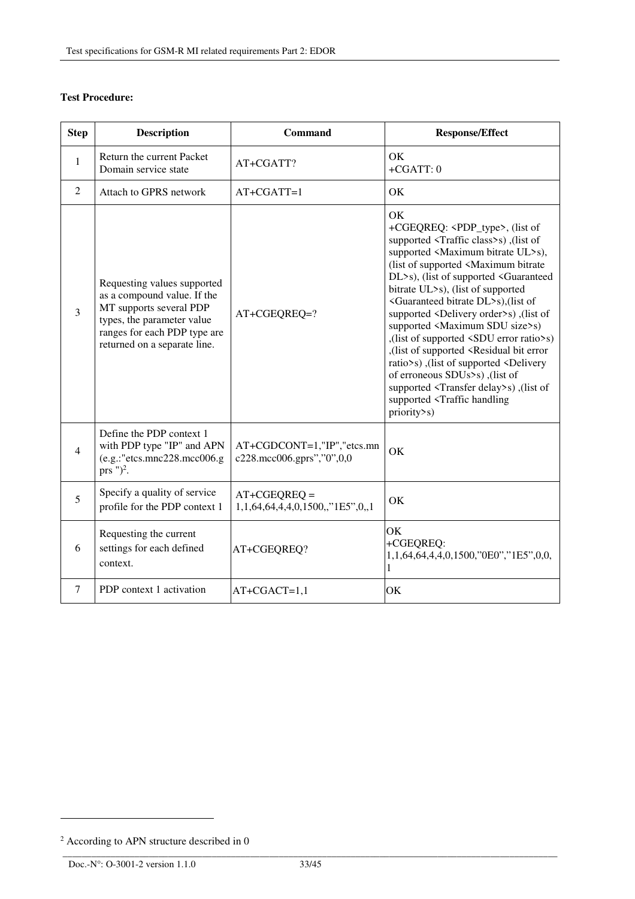**Test Procedure:**

| Step | Description | Command | Response/Effect |
|---|---|---|---|
| 1 | Return the current Packet Domain service state | AT+CGATT? | OK<br>+CGATT: 0 |
| 2 | Attach to GPRS network | AT+CGATT=1 | OK |
| 3 | Requesting values supported as a compound value. If the MT supports several PDP types, the parameter value ranges for each PDP type are returned on a separate line. | AT+CGEQREQ=? | OK<br>+CGEQREQ: <PDP_type>, (list of supported <Traffic class>s) ,(list of supported <Maximum bitrate UL>s), (list of supported <Maximum bitrate DL>s), (list of supported <Guaranteed bitrate UL>s), (list of supported <Guaranteed bitrate DL>s),(list of supported <Delivery order>s) ,(list of supported <Maximum SDU size>s) ,(list of supported <SDU error ratio>s) ,(list of supported <Residual bit error ratio>s) ,(list of supported <Delivery of erroneous SDUs>s) ,(list of supported <Transfer delay>s) ,(list of supported <Traffic handling priority>s) |
| 4 | Define the PDP context 1 with PDP type "IP" and APN (e.g.:"etcs.mnc228.mcc006.gprs ")[2]. | AT+CGDCONT=1,"IP","etcs.mnc228.mcc006.gprs","0",0,0 | OK |
| 5 | Specify a quality of service profile for the PDP context 1 | AT+CGEQREQ = 1,1,64,64,4,4,0,1500,,"1E5",0,,1 | OK |
| 6 | Requesting the current settings for each defined context. | AT+CGEQREQ? | OK<br>+CGEQREQ: 1,1,64,64,4,4,0,1500,"0E0","1E5",0,0,1 |
| 7 | PDP context 1 activation | AT+CGACT=1,1 | OK |

[2] According to APN structure described in 0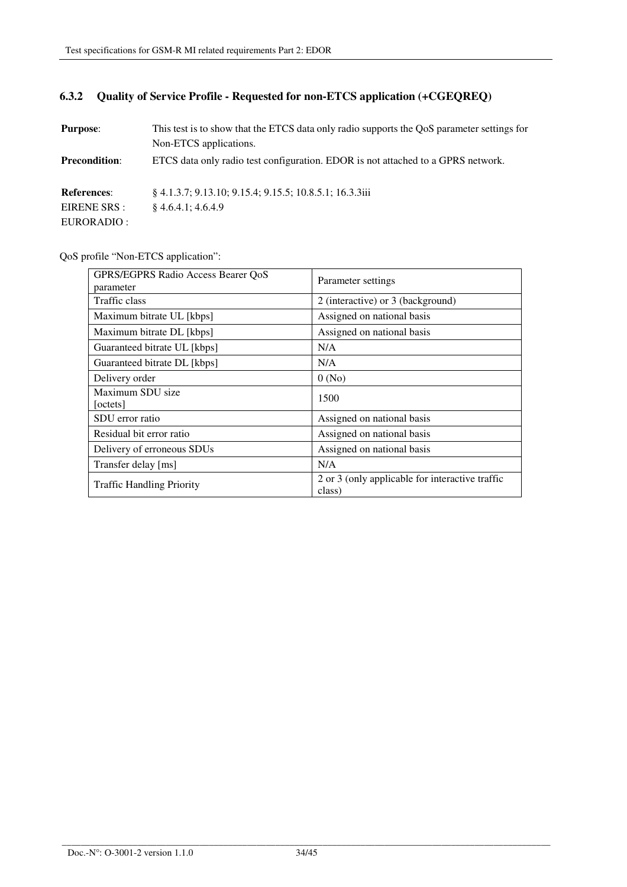### 6.3.2 Quality of Service Profile - Requested for non-ETCS application (+CGEQREQ)

**Purpose**: This test is to show that the ETCS data only radio supports the QoS parameter settings for Non-ETCS applications.

**Precondition**: ETCS data only radio test configuration. EDOR is not attached to a GPRS network.

**References**:
EIRENE SRS : § 4.1.3.7; 9.13.10; 9.15.4; 9.15.5; 10.8.5.1; 16.3.3iii
EURORADIO : § 4.6.4.1; 4.6.4.9

QoS profile "Non-ETCS application":

| GPRS/EGPRS Radio Access Bearer QoS parameter | Parameter settings |
|---|---|
| Traffic class | 2 (interactive) or 3 (background) |
| Maximum bitrate UL [kbps] | Assigned on national basis |
| Maximum bitrate DL [kbps] | Assigned on national basis |
| Guaranteed bitrate UL [kbps] | N/A |
| Guaranteed bitrate DL [kbps] | N/A |
| Delivery order | 0 (No) |
| Maximum SDU size [octets] | 1500 |
| SDU error ratio | Assigned on national basis |
| Residual bit error ratio | Assigned on national basis |
| Delivery of erroneous SDUs | Assigned on national basis |
| Transfer delay [ms] | N/A |
| Traffic Handling Priority | 2 or 3 (only applicable for interactive traffic class) |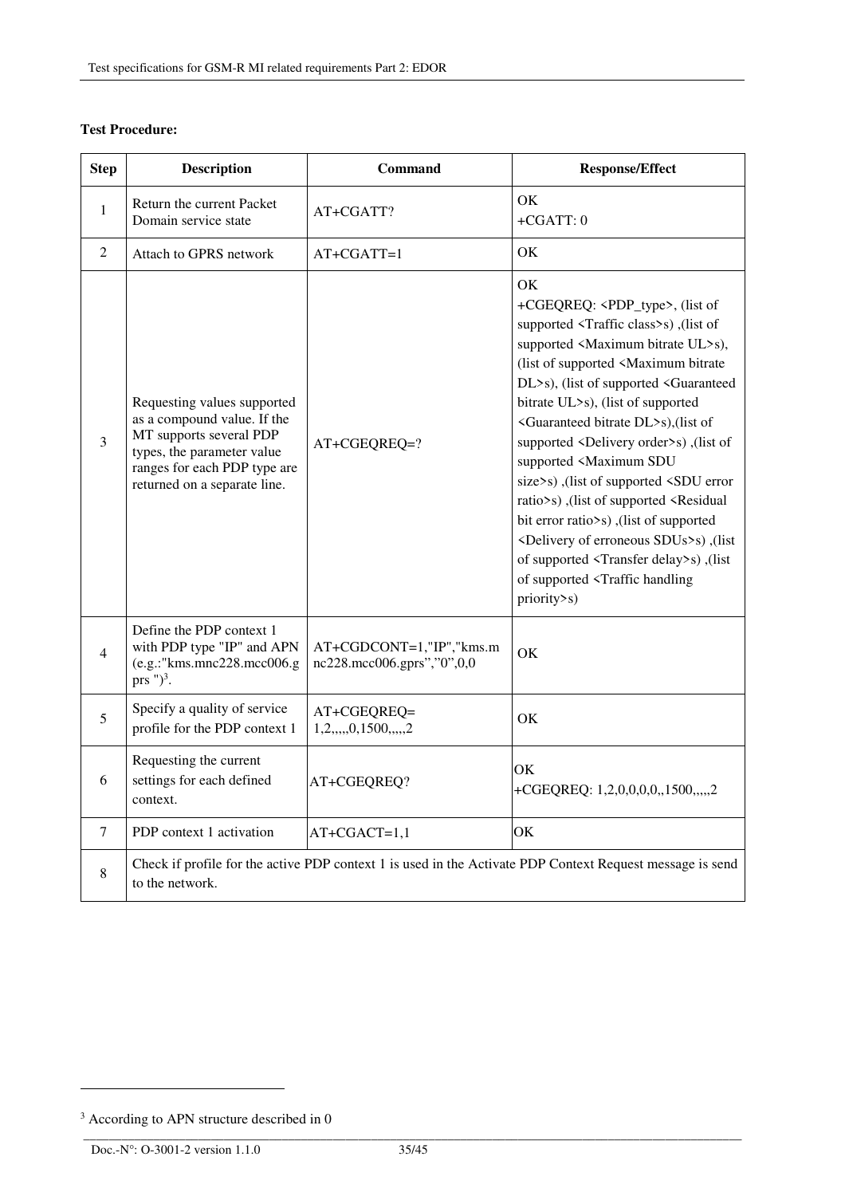**Test Procedure:**

| Step | Description | Command | Response/Effect |
|---|---|---|---|
| 1 | Return the current Packet Domain service state | AT+CGATT? | OK<br>+CGATT: 0 |
| 2 | Attach to GPRS network | AT+CGATT=1 | OK |
| 3 | Requesting values supported as a compound value. If the MT supports several PDP types, the parameter value ranges for each PDP type are returned on a separate line. | AT+CGEQREQ=? | OK<br>+CGEQREQ: <PDP_type>, (list of supported <Traffic class>s) ,(list of supported <Maximum bitrate UL>s), (list of supported <Maximum bitrate DL>s), (list of supported <Guaranteed bitrate UL>s), (list of supported <Guaranteed bitrate DL>s),(list of supported <Delivery order>s) ,(list of supported <Maximum SDU size>s) ,(list of supported <SDU error ratio>s) ,(list of supported <Residual bit error ratio>s) ,(list of supported <Delivery of erroneous SDUs>s) ,(list of supported <Transfer delay>s) ,(list of supported <Traffic handling priority>s) |
| 4 | Define the PDP context 1 with PDP type "IP" and APN (e.g.:"kms.mnc228.mcc006.gprs ")[3]. | AT+CGDCONT=1,"IP","kms.mnc228.mcc006.gprs","0",0,0 | OK |
| 5 | Specify a quality of service profile for the PDP context 1 | AT+CGEQREQ= 1,2,,,,,0,1500,,,,,2 | OK |
| 6 | Requesting the current settings for each defined context. | AT+CGEQREQ? | OK<br>+CGEQREQ: 1,2,0,0,0,0,,1500,,,,,2 |
| 7 | PDP context 1 activation | AT+CGACT=1,1 | OK |
| 8 | Check if profile for the active PDP context 1 is used in the Activate PDP Context Request message is send to the network. | | |

[3] According to APN structure described in 0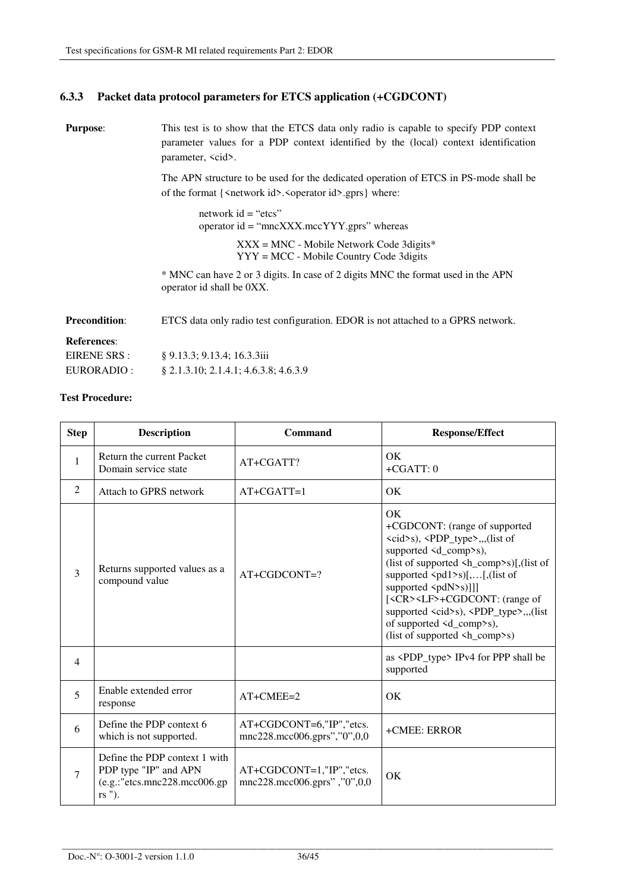### 6.3.3 Packet data protocol parameters for ETCS application (+CGDCONT)

**Purpose**: This test is to show that the ETCS data only radio is capable to specify PDP context parameter values for a PDP context identified by the (local) context identification parameter, <cid>.

The APN structure to be used for the dedicated operation of ETCS in PS-mode shall be of the format {<network id>.<operator id>.gprs} where:

network id = “etcs”
operator id = “mncXXX.mccYYY.gprs” whereas

XXX = MNC - Mobile Network Code 3digits*
YYY = MCC - Mobile Country Code 3digits

* MNC can have 2 or 3 digits. In case of 2 digits MNC the format used in the APN operator id shall be 0XX.

**Precondition**: ETCS data only radio test configuration. EDOR is not attached to a GPRS network.

**References**:
EIRENE SRS : § 9.13.3; 9.13.4; 16.3.3iii
EURORADIO : § 2.1.3.10; 2.1.4.1; 4.6.3.8; 4.6.3.9

**Test Procedure:**

| Step | Description | Command | Response/Effect |
|---|---|---|---|
| 1 | Return the current Packet Domain service state | AT+CGATT? | OK<br>+CGATT: 0 |
| 2 | Attach to GPRS network | AT+CGATT=1 | OK |
| 3 | Returns supported values as a compound value | AT+CGDCONT=? | OK<br>+CGDCONT: (range of supported <cid>s), <PDP_type>,,,(list of supported <d_comp>s),<br>(list of supported <h_comp>s)[,(list of supported <pd1>s)[,…[,(list of supported <pdN>s)]]]<br>[<CR><LF>+CGDCONT: (range of supported <cid>s), <PDP_type>,,,(list of supported <d_comp>s),<br>(list of supported <h_comp>s) |
| 4 | | | as <PDP_type> IPv4 for PPP shall be supported |
| 5 | Enable extended error response | AT+CMEE=2 | OK |
| 6 | Define the PDP context 6 which is not supported. | AT+CGDCONT=6,"IP","etcs.mnc228.mcc006.gprs”,”0”,0,0 | +CMEE: ERROR |
| 7 | Define the PDP context 1 with PDP type "IP" and APN (e.g.:"etcs.mnc228.mcc006.gprs "). | AT+CGDCONT=1,"IP","etcs.mnc228.mcc006.gprs” ,”0”,0,0 | OK |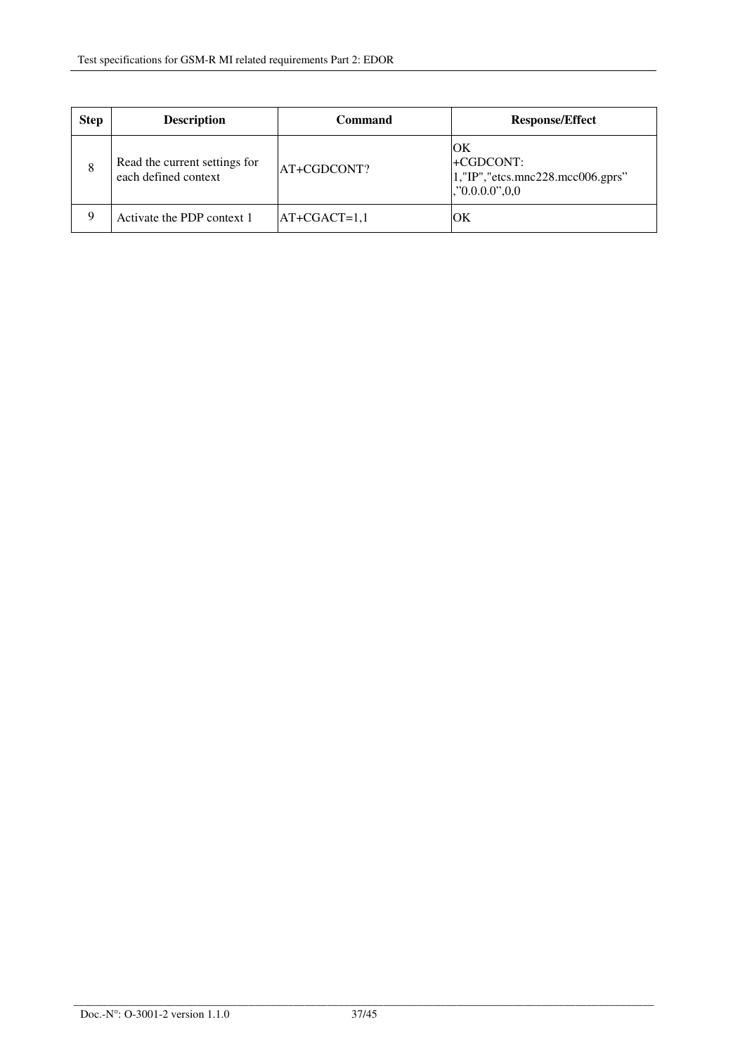| Step | Description | Command | Response/Effect |
|---|---|---|---|
| 8 | Read the current settings for each defined context | AT+CGDCONT? | OK<br>+CGDCONT:<br>1,"IP","etcs.mnc228.mcc006.gprs”,”0.0.0.0”,0,0 |
| 9 | Activate the PDP context 1 | AT+CGACT=1,1 | OK |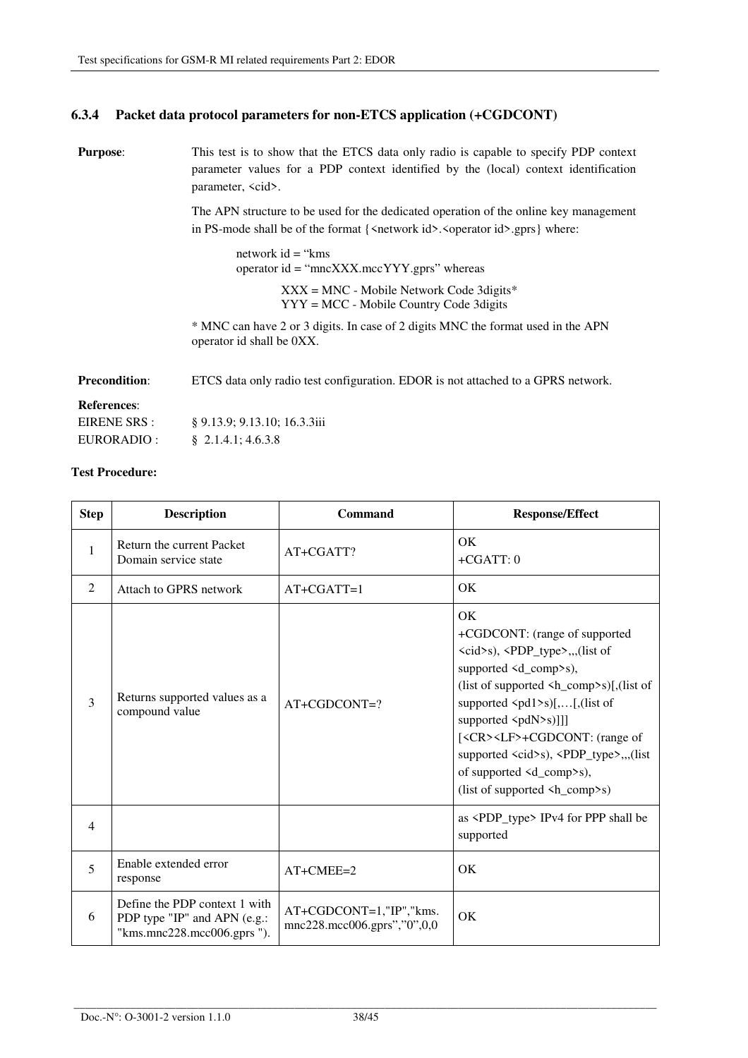### 6.3.4 Packet data protocol parameters for non-ETCS application (+CGDCONT)

**Purpose**: This test is to show that the ETCS data only radio is capable to specify PDP context parameter values for a PDP context identified by the (local) context identification parameter, <cid>.

The APN structure to be used for the dedicated operation of the online key management in PS-mode shall be of the format {<network id>.<operator id>.gprs} where:

network id = "kms
operator id = "mncXXX.mccYYY.gprs" whereas

XXX = MNC - Mobile Network Code 3digits*
YYY = MCC - Mobile Country Code 3digits

* MNC can have 2 or 3 digits. In case of 2 digits MNC the format used in the APN operator id shall be 0XX.

**Precondition**: ETCS data only radio test configuration. EDOR is not attached to a GPRS network.

**References**:
EIRENE SRS : § 9.13.9; 9.13.10; 16.3.3iii
EURORADIO : § 2.1.4.1; 4.6.3.8

**Test Procedure:**

| Step | Description | Command | Response/Effect |
|---|---|---|---|
| 1 | Return the current Packet Domain service state | AT+CGATT? | OK<br>+CGATT: 0 |
| 2 | Attach to GPRS network | AT+CGATT=1 | OK |
| 3 | Returns supported values as a compound value | AT+CGDCONT=? | OK<br>+CGDCONT: (range of supported <cid>s), <PDP_type>,,,(list of supported <d_comp>s),<br>(list of supported <h_comp>s)[,(list of supported <pd1>s)[,…[,(list of supported <pdN>s)]]]<br>[<CR><LF>+CGDCONT: (range of supported <cid>s), <PDP_type>,,,(list of supported <d_comp>s),<br>(list of supported <h_comp>s) |
| 4 | | | as <PDP_type> IPv4 for PPP shall be supported |
| 5 | Enable extended error response | AT+CMEE=2 | OK |
| 6 | Define the PDP context 1 with PDP type "IP" and APN (e.g.: "kms.mnc228.mcc006.gprs "). | AT+CGDCONT=1,"IP","kms.mnc228.mcc006.gprs","0",0,0 | OK |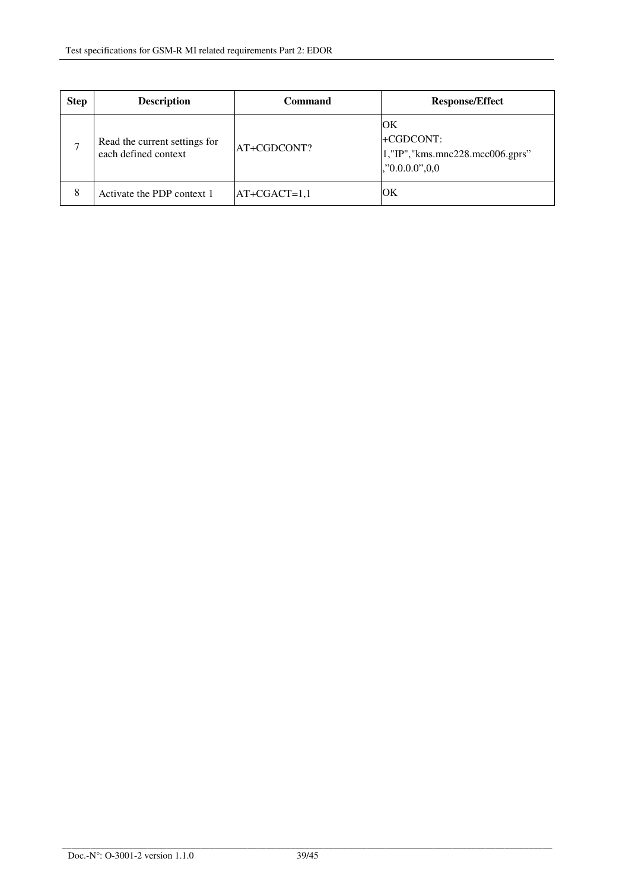| Step | Description | Command | Response/Effect |
| --- | --- | --- | --- |
| 7 | Read the current settings for each defined context | AT+CGDCONT? | OK<br>+CGDCONT:<br>1,"IP","kms.mnc228.mcc006.gprs”<br>,”0.0.0.0”,0,0 |
| 8 | Activate the PDP context 1 | AT+CGACT=1,1 | OK |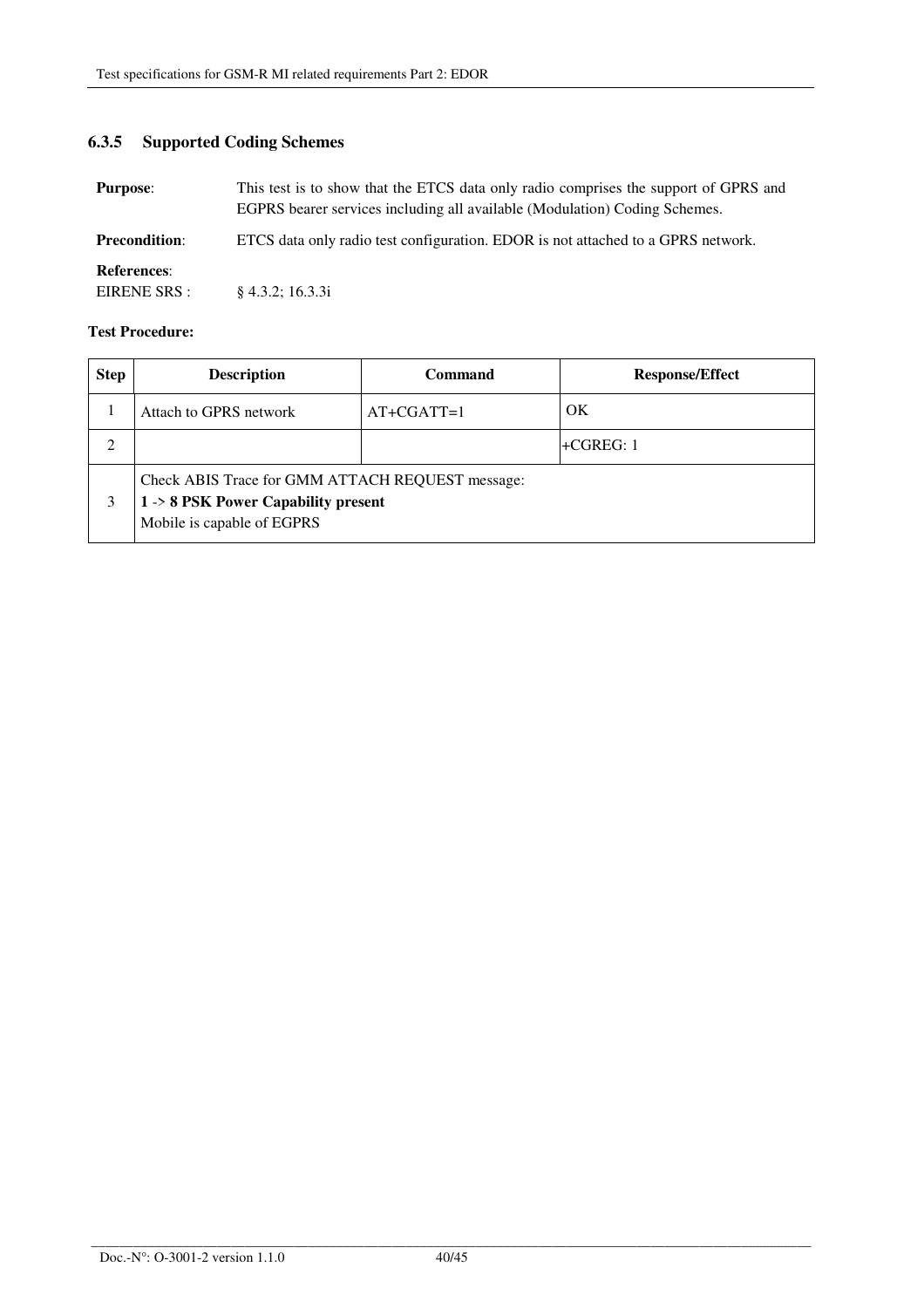### 6.3.5 Supported Coding Schemes

**Purpose**: This test is to show that the ETCS data only radio comprises the support of GPRS and EGPRS bearer services including all available (Modulation) Coding Schemes.

**Precondition**: ETCS data only radio test configuration. EDOR is not attached to a GPRS network.

**References**:
EIRENE SRS : § 4.3.2; 16.3.3i

**Test Procedure:**

| Step | Description | Command | Response/Effect |
|---|---|---|---|
| 1 | Attach to GPRS network | AT+CGATT=1 | OK |
| 2 | | | +CGREG: 1 |
| 3 | Check ABIS Trace for GMM ATTACH REQUEST message:<br>**1** -> **8 PSK Power Capability present**<br>Mobile is capable of EGPRS | | |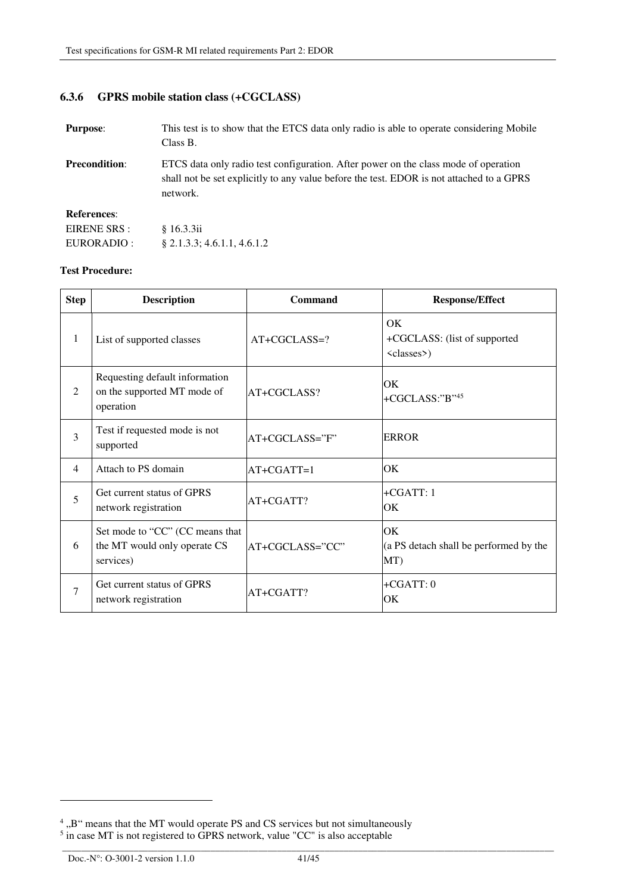### 6.3.6 GPRS mobile station class (+CGCLASS)

**Purpose**: This test is to show that the ETCS data only radio is able to operate considering Mobile Class B.

**Precondition**: ETCS data only radio test configuration. After power on the class mode of operation shall not be set explicitly to any value before the test. EDOR is not attached to a GPRS network.

**References**:

EIRENE SRS : § 16.3.3ii

EURORADIO : § 2.1.3.3; 4.6.1.1, 4.6.1.2

**Test Procedure:**

| Step | Description | Command | Response/Effect |
|---|---|---|---|
| 1 | List of supported classes | AT+CGCLASS=? | OK<br>+CGCLASS: (list of supported <classes>) |
| 2 | Requesting default information on the supported MT mode of operation | AT+CGCLASS? | OK<br>+CGCLASS:"B"[4][5] |
| 3 | Test if requested mode is not supported | AT+CGCLASS="F" | ERROR |
| 4 | Attach to PS domain | AT+CGATT=1 | OK |
| 5 | Get current status of GPRS network registration | AT+CGATT? | +CGATT: 1<br>OK |
| 6 | Set mode to "CC" (CC means that the MT would only operate CS services) | AT+CGCLASS="CC" | OK<br>(a PS detach shall be performed by the MT) |
| 7 | Get current status of GPRS network registration | AT+CGATT? | +CGATT: 0<br>OK |

[4] „B" means that the MT would operate PS and CS services but not simultaneously

[5] in case MT is not registered to GPRS network, value "CC" is also acceptable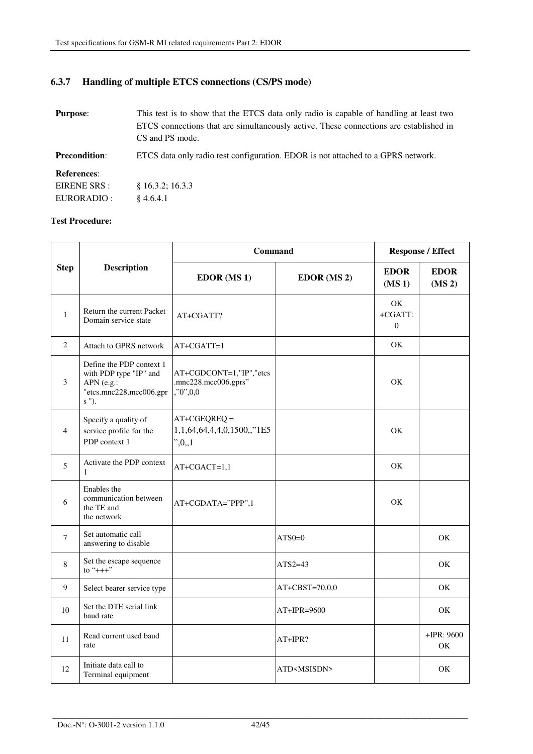### 6.3.7 Handling of multiple ETCS connections (CS/PS mode)

**Purpose**: This test is to show that the ETCS data only radio is capable of handling at least two ETCS connections that are simultaneously active. These connections are established in CS and PS mode.

**Precondition**: ETCS data only radio test configuration. EDOR is not attached to a GPRS network.

**References**:
EIRENE SRS : § 16.3.2; 16.3.3
EURORADIO : § 4.6.4.1

**Test Procedure:**

| Step | Description | Command | | Response / Effect | |
|---|---|---|---|---|---|
| | | EDOR (MS 1) | EDOR (MS 2) | EDOR (MS 1) | EDOR (MS 2) |
| 1 | Return the current Packet Domain service state | AT+CGATT? | | OK +CGATT: 0 | |
| 2 | Attach to GPRS network | AT+CGATT=1 | | OK | |
| 3 | Define the PDP context 1 with PDP type "IP" and APN (e.g.: "etcs.mnc228.mcc006.gprs "). | AT+CGDCONT=1,"IP","etcs.mnc228.mcc006.gprs","0",0,0 | | OK | |
| 4 | Specify a quality of service profile for the PDP context 1 | AT+CGEQREQ = 1,1,64,64,4,4,0,1500,,"1E5",0,,1 | | OK | |
| 5 | Activate the PDP context 1 | AT+CGACT=1,1 | | OK | |
| 6 | Enables the communication between the TE and the network | AT+CGDATA="PPP",1 | | OK | |
| 7 | Set automatic call answering to disable | | ATS0=0 | | OK |
| 8 | Set the escape sequence to "+++" | | ATS2=43 | | OK |
| 9 | Select bearer service type | | AT+CBST=70,0,0 | | OK |
| 10 | Set the DTE serial link baud rate | | AT+IPR=9600 | | OK |
| 11 | Read current used baud rate | | AT+IPR? | | +IPR: 9600 OK |
| 12 | Initiate data call to Terminal equipment | | ATD<MSISDN> | | OK |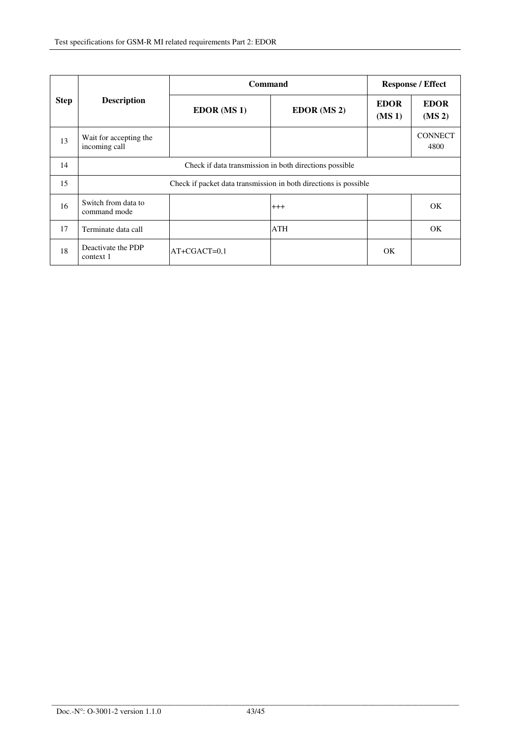| Step | Description | Command | | Response / Effect | |
|---|---|---|---|---|---|
| | | EDOR (MS 1) | EDOR (MS 2) | EDOR (MS 1) | EDOR (MS 2) |
| 13 | Wait for accepting the incoming call | | | | CONNECT 4800 |
| 14 | Check if data transmission in both directions possible | | | | |
| 15 | Check if packet data transmission in both directions is possible | | | | |
| 16 | Switch from data to command mode | | +++ | | OK |
| 17 | Terminate data call | | ATH | | OK |
| 18 | Deactivate the PDP context 1 | AT+CGACT=0,1 | | OK | |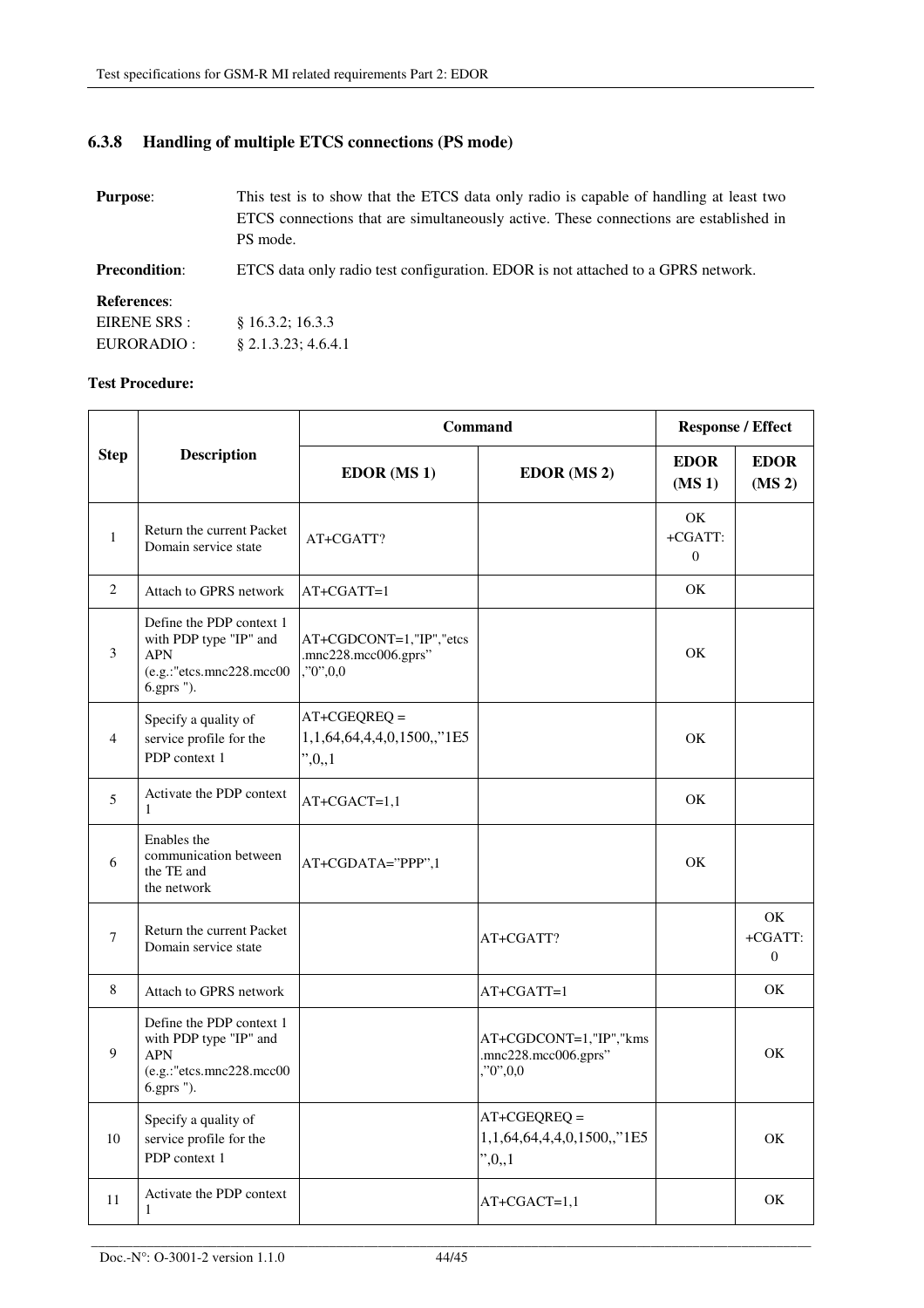### 6.3.8 Handling of multiple ETCS connections (PS mode)

**Purpose**: This test is to show that the ETCS data only radio is capable of handling at least two ETCS connections that are simultaneously active. These connections are established in PS mode.

**Precondition**: ETCS data only radio test configuration. EDOR is not attached to a GPRS network.

**References**:
EIRENE SRS : § 16.3.2; 16.3.3
EURORADIO : § 2.1.3.23; 4.6.4.1

**Test Procedure:**

| Step | Description | Command | | Response / Effect | |
|---|---|---|---|---|---|
| | | EDOR (MS 1) | EDOR (MS 2) | EDOR (MS 1) | EDOR (MS 2) |
| 1 | Return the current Packet Domain service state | AT+CGATT? | | OK +CGATT: 0 | |
| 2 | Attach to GPRS network | AT+CGATT=1 | | OK | |
| 3 | Define the PDP context 1 with PDP type "IP" and APN (e.g.:"etcs.mnc228.mcc006.gprs "). | AT+CGDCONT=1,"IP","etcs.mnc228.mcc006.gprs","0",0,0 | | OK | |
| 4 | Specify a quality of service profile for the PDP context 1 | AT+CGEQREQ = 1,1,64,64,4,4,0,1500,,"1E5",0,,1 | | OK | |
| 5 | Activate the PDP context 1 | AT+CGACT=1,1 | | OK | |
| 6 | Enables the communication between the TE and the network | AT+CGDATA="PPP",1 | | OK | |
| 7 | Return the current Packet Domain service state | | AT+CGATT? | | OK +CGATT: 0 |
| 8 | Attach to GPRS network | | AT+CGATT=1 | | OK |
| 9 | Define the PDP context 1 with PDP type "IP" and APN (e.g.:"etcs.mnc228.mcc006.gprs "). | | AT+CGDCONT=1,"IP","kms.mnc228.mcc006.gprs","0",0,0 | | OK |
| 10 | Specify a quality of service profile for the PDP context 1 | | AT+CGEQREQ = 1,1,64,64,4,4,0,1500,,"1E5",0,,1 | | OK |
| 11 | Activate the PDP context 1 | | AT+CGACT=1,1 | | OK |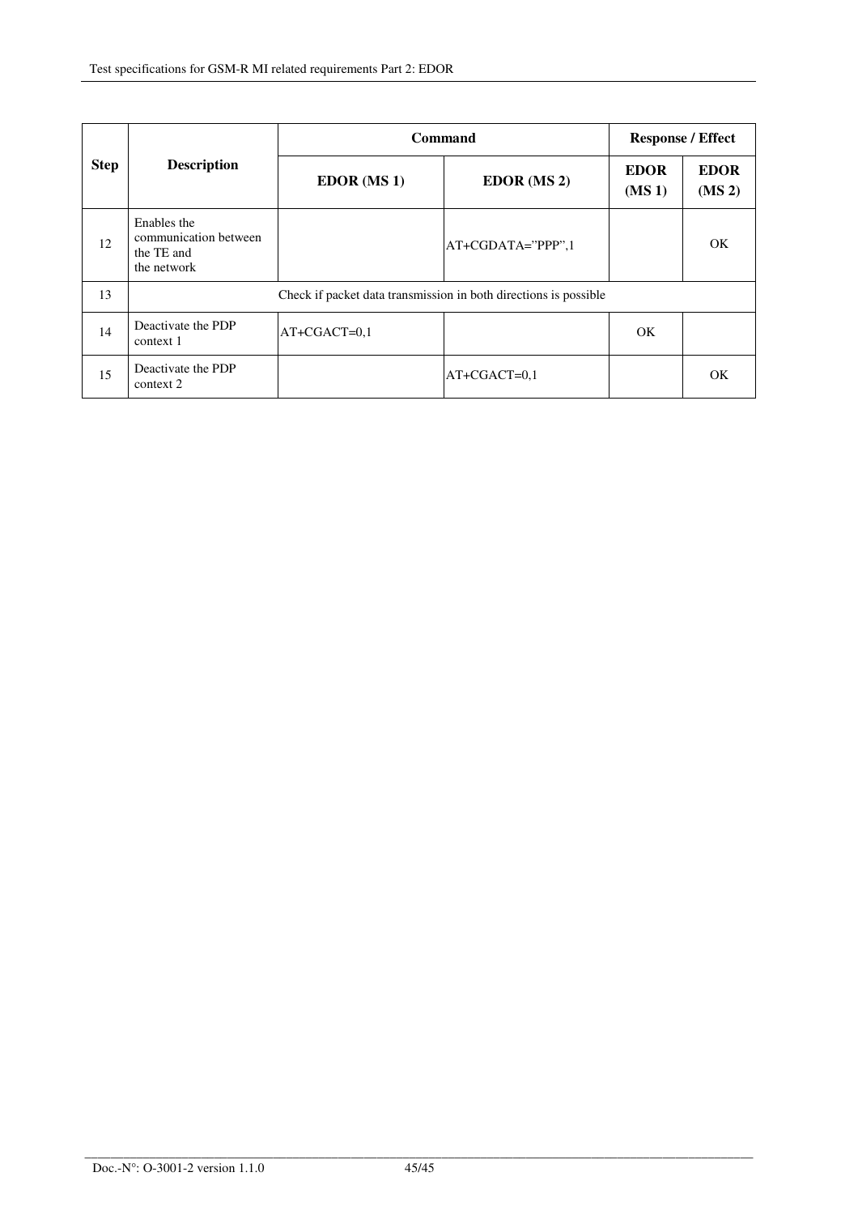| Step | Description | Command | | Response / Effect | |
|---|---|---|---|---|---|
| | | EDOR (MS 1) | EDOR (MS 2) | EDOR (MS 1) | EDOR (MS 2) |
| 12 | Enables the communication between the TE and the network | | AT+CGDATA="PPP",1 | | OK |
| 13 | Check if packet data transmission in both directions is possible | | | | |
| 14 | Deactivate the PDP context 1 | AT+CGACT=0,1 | | OK | |
| 15 | Deactivate the PDP context 2 | | AT+CGACT=0,1 | | OK |